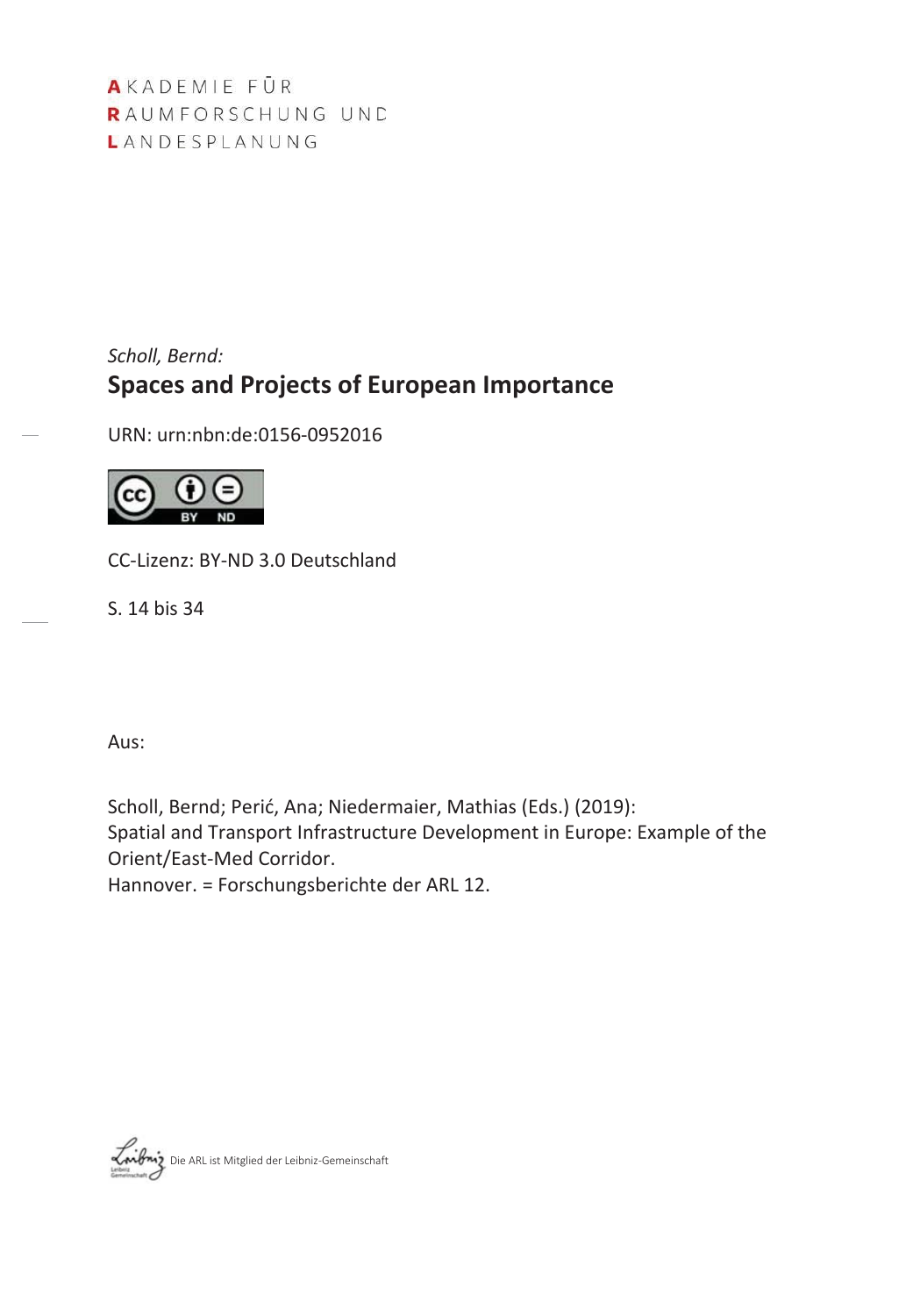AKADEMIE FÜR
RAUMFORSCHUNG UND
LANDESPLANUNG

*Scholl, Bernd:*

# Spaces and Projects of European Importance

URN: urn:nbn:de:0156-0952016

CC-Lizenz: BY-ND 3.0 Deutschland

S. 14 bis 34

Aus:

Scholl, Bernd; Perić, Ana; Niedermaier, Mathias (Eds.) (2019):
Spatial and Transport Infrastructure Development in Europe: Example of the Orient/East-Med Corridor.
Hannover. = Forschungsberichte der ARL 12.

Die ARL ist Mitglied der Leibniz-Gemeinschaft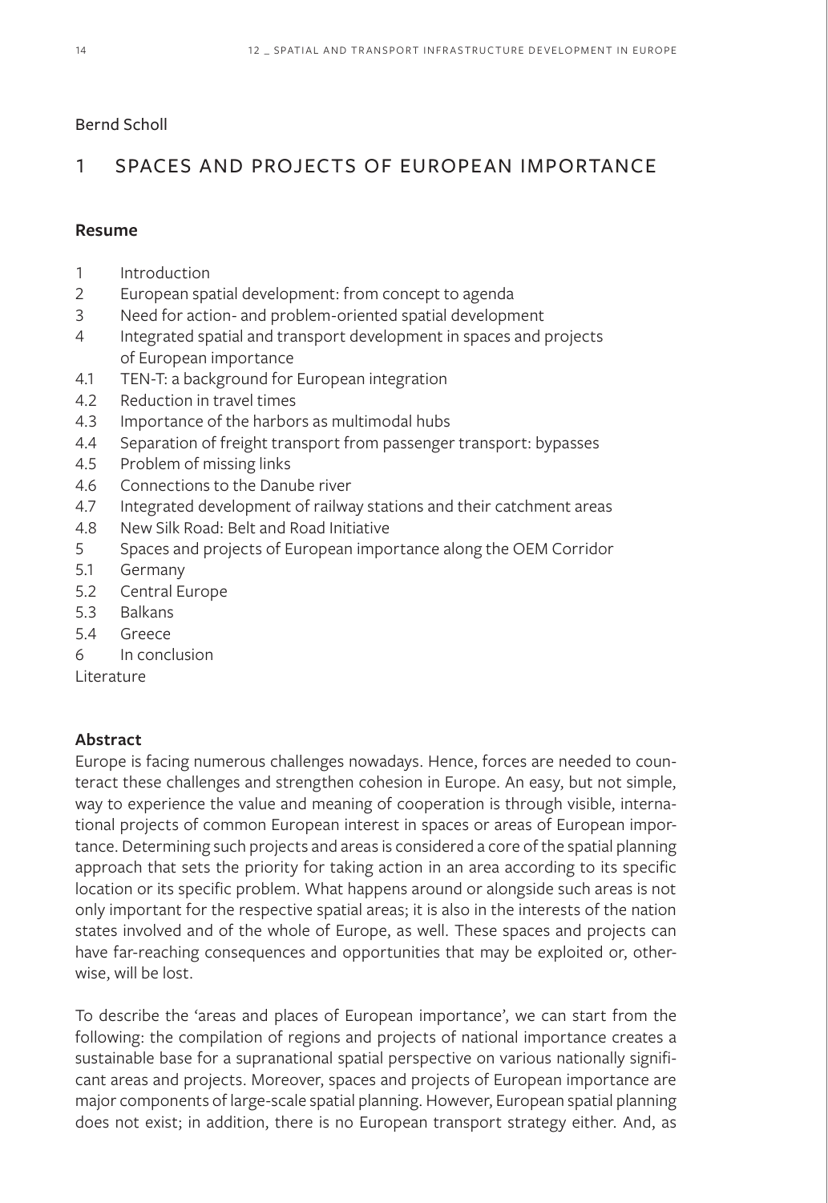Bernd Scholl

# 1 SPACES AND PROJECTS OF EUROPEAN IMPORTANCE

**Resume**

1 Introduction
2 European spatial development: from concept to agenda
3 Need for action- and problem-oriented spatial development
4 Integrated spatial and transport development in spaces and projects of European importance
4.1 TEN-T: a background for European integration
4.2 Reduction in travel times
4.3 Importance of the harbors as multimodal hubs
4.4 Separation of freight transport from passenger transport: bypasses
4.5 Problem of missing links
4.6 Connections to the Danube river
4.7 Integrated development of railway stations and their catchment areas
4.8 New Silk Road: Belt and Road Initiative
5 Spaces and projects of European importance along the OEM Corridor
5.1 Germany
5.2 Central Europe
5.3 Balkans
5.4 Greece
6 In conclusion
Literature

**Abstract**

Europe is facing numerous challenges nowadays. Hence, forces are needed to counteract these challenges and strengthen cohesion in Europe. An easy, but not simple, way to experience the value and meaning of cooperation is through visible, international projects of common European interest in spaces or areas of European importance. Determining such projects and areas is considered a core of the spatial planning approach that sets the priority for taking action in an area according to its specific location or its specific problem. What happens around or alongside such areas is not only important for the respective spatial areas; it is also in the interests of the nation states involved and of the whole of Europe, as well. These spaces and projects can have far-reaching consequences and opportunities that may be exploited or, otherwise, will be lost.

To describe the 'areas and places of European importance', we can start from the following: the compilation of regions and projects of national importance creates a sustainable base for a supranational spatial perspective on various nationally significant areas and projects. Moreover, spaces and projects of European importance are major components of large-scale spatial planning. However, European spatial planning does not exist; in addition, there is no European transport strategy either. And, as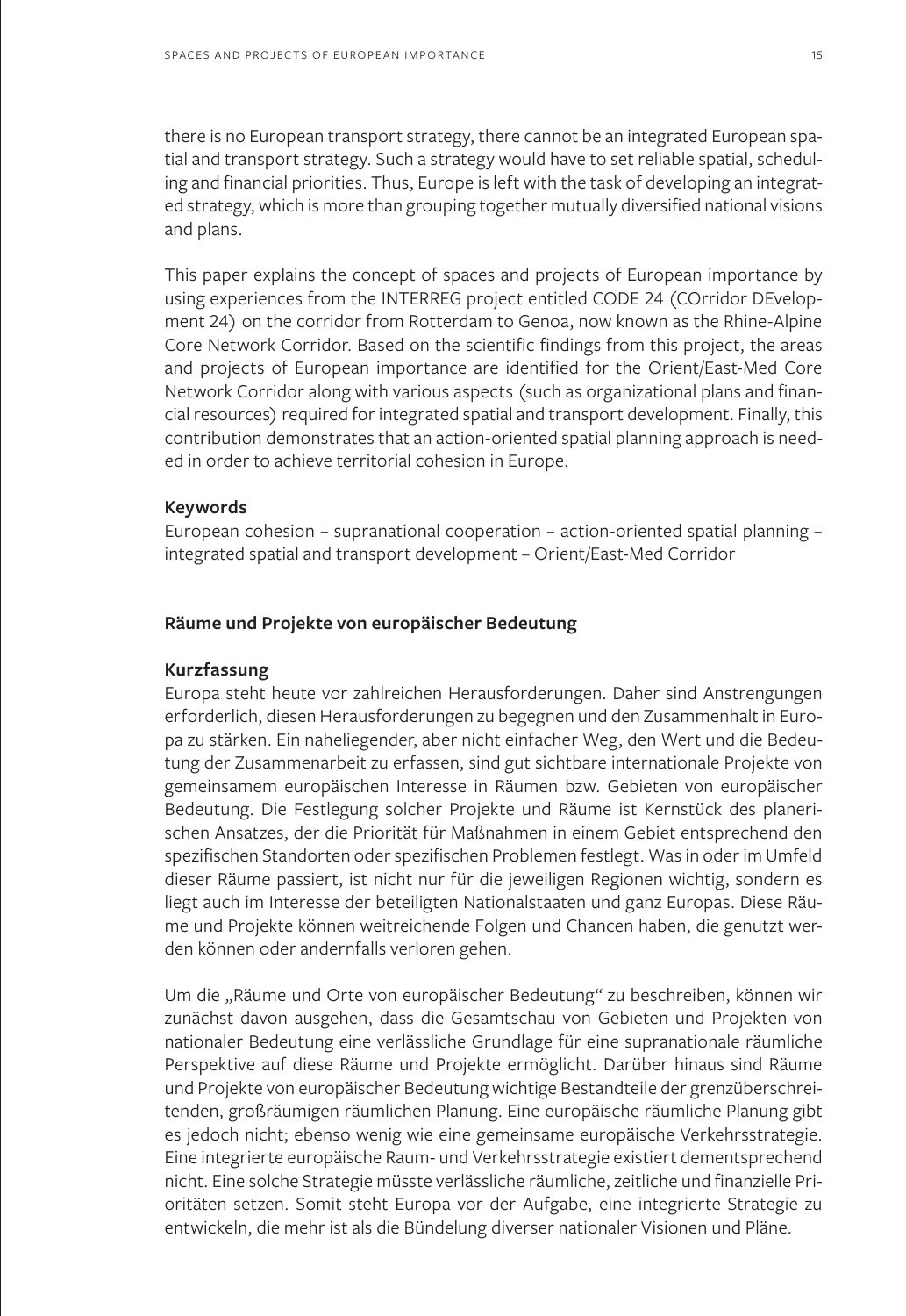there is no European transport strategy, there cannot be an integrated European spatial and transport strategy. Such a strategy would have to set reliable spatial, scheduling and financial priorities. Thus, Europe is left with the task of developing an integrated strategy, which is more than grouping together mutually diversified national visions and plans.

This paper explains the concept of spaces and projects of European importance by using experiences from the INTERREG project entitled CODE 24 (COrridor DEvelopment 24) on the corridor from Rotterdam to Genoa, now known as the Rhine-Alpine Core Network Corridor. Based on the scientific findings from this project, the areas and projects of European importance are identified for the Orient/East-Med Core Network Corridor along with various aspects (such as organizational plans and financial resources) required for integrated spatial and transport development. Finally, this contribution demonstrates that an action-oriented spatial planning approach is needed in order to achieve territorial cohesion in Europe.

**Keywords**

European cohesion – supranational cooperation – action-oriented spatial planning – integrated spatial and transport development – Orient/East-Med Corridor

## Räume und Projekte von europäischer Bedeutung

**Kurzfassung**

Europa steht heute vor zahlreichen Herausforderungen. Daher sind Anstrengungen erforderlich, diesen Herausforderungen zu begegnen und den Zusammenhalt in Europa zu stärken. Ein naheliegender, aber nicht einfacher Weg, den Wert und die Bedeutung der Zusammenarbeit zu erfassen, sind gut sichtbare internationale Projekte von gemeinsamem europäischen Interesse in Räumen bzw. Gebieten von europäischer Bedeutung. Die Festlegung solcher Projekte und Räume ist Kernstück des planerischen Ansatzes, der die Priorität für Maßnahmen in einem Gebiet entsprechend den spezifischen Standorten oder spezifischen Problemen festlegt. Was in oder im Umfeld dieser Räume passiert, ist nicht nur für die jeweiligen Regionen wichtig, sondern es liegt auch im Interesse der beteiligten Nationalstaaten und ganz Europas. Diese Räume und Projekte können weitreichende Folgen und Chancen haben, die genutzt werden können oder andernfalls verloren gehen.

Um die „Räume und Orte von europäischer Bedeutung“ zu beschreiben, können wir zunächst davon ausgehen, dass die Gesamtschau von Gebieten und Projekten von nationaler Bedeutung eine verlässliche Grundlage für eine supranationale räumliche Perspektive auf diese Räume und Projekte ermöglicht. Darüber hinaus sind Räume und Projekte von europäischer Bedeutung wichtige Bestandteile der grenzüberschreitenden, großräumigen räumlichen Planung. Eine europäische räumliche Planung gibt es jedoch nicht; ebenso wenig wie eine gemeinsame europäische Verkehrsstrategie. Eine integrierte europäische Raum- und Verkehrsstrategie existiert dementsprechend nicht. Eine solche Strategie müsste verlässliche räumliche, zeitliche und finanzielle Prioritäten setzen. Somit steht Europa vor der Aufgabe, eine integrierte Strategie zu entwickeln, die mehr ist als die Bündelung diverser nationaler Visionen und Pläne.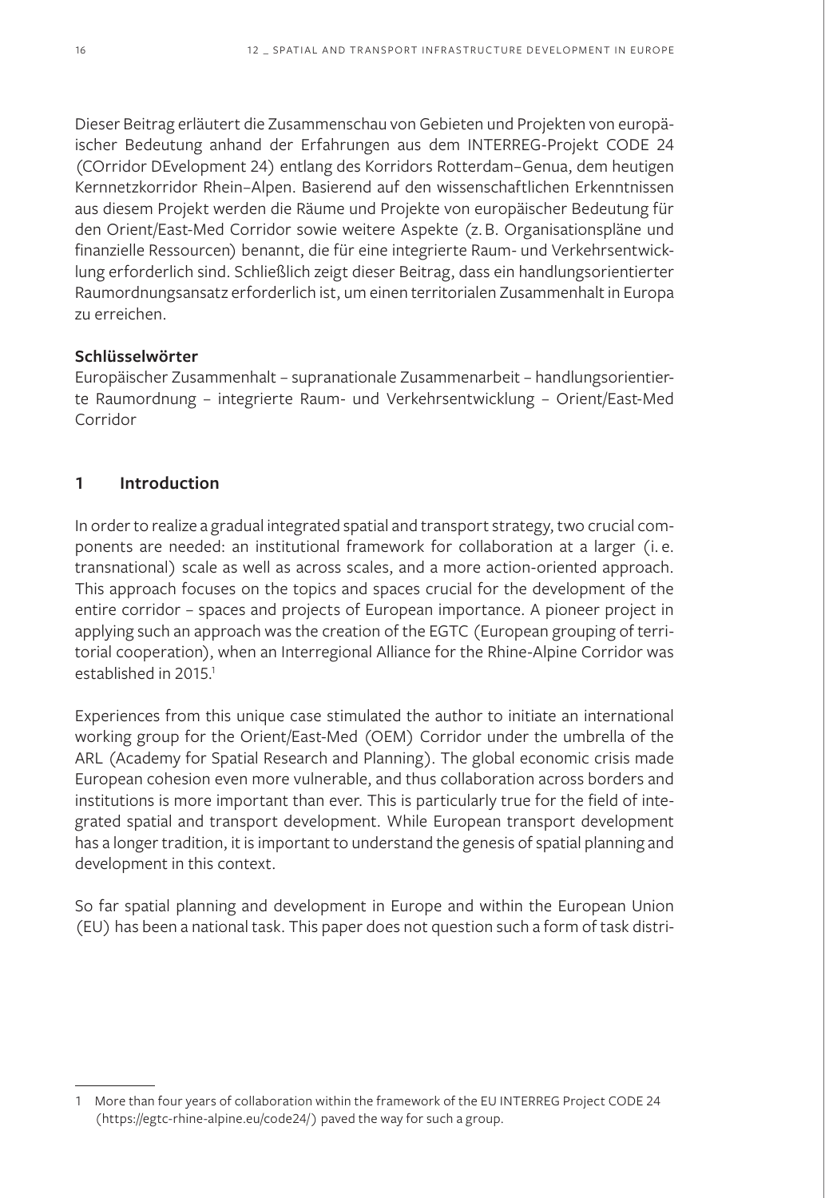Dieser Beitrag erläutert die Zusammenschau von Gebieten und Projekten von europäischer Bedeutung anhand der Erfahrungen aus dem INTERREG-Projekt CODE 24 (COrridor DEvelopment 24) entlang des Korridors Rotterdam–Genua, dem heutigen Kernnetzkorridor Rhein–Alpen. Basierend auf den wissenschaftlichen Erkenntnissen aus diesem Projekt werden die Räume und Projekte von europäischer Bedeutung für den Orient/East-Med Corridor sowie weitere Aspekte (z. B. Organisationspläne und finanzielle Ressourcen) benannt, die für eine integrierte Raum- und Verkehrsentwicklung erforderlich sind. Schließlich zeigt dieser Beitrag, dass ein handlungsorientierter Raumordnungsansatz erforderlich ist, um einen territorialen Zusammenhalt in Europa zu erreichen.

**Schlüsselwörter**
Europäischer Zusammenhalt – supranationale Zusammenarbeit – handlungsorientierte Raumordnung – integrierte Raum- und Verkehrsentwicklung – Orient/East-Med Corridor

## 1 Introduction

In order to realize a gradual integrated spatial and transport strategy, two crucial components are needed: an institutional framework for collaboration at a larger (i. e. transnational) scale as well as across scales, and a more action-oriented approach. This approach focuses on the topics and spaces crucial for the development of the entire corridor – spaces and projects of European importance. A pioneer project in applying such an approach was the creation of the EGTC (European grouping of territorial cooperation), when an Interregional Alliance for the Rhine-Alpine Corridor was established in 2015.[1]

Experiences from this unique case stimulated the author to initiate an international working group for the Orient/East-Med (OEM) Corridor under the umbrella of the ARL (Academy for Spatial Research and Planning). The global economic crisis made European cohesion even more vulnerable, and thus collaboration across borders and institutions is more important than ever. This is particularly true for the field of integrated spatial and transport development. While European transport development has a longer tradition, it is important to understand the genesis of spatial planning and development in this context.

So far spatial planning and development in Europe and within the European Union (EU) has been a national task. This paper does not question such a form of task distri-

[1] More than four years of collaboration within the framework of the EU INTERREG Project CODE 24 (https://egtc-rhine-alpine.eu/code24/) paved the way for such a group.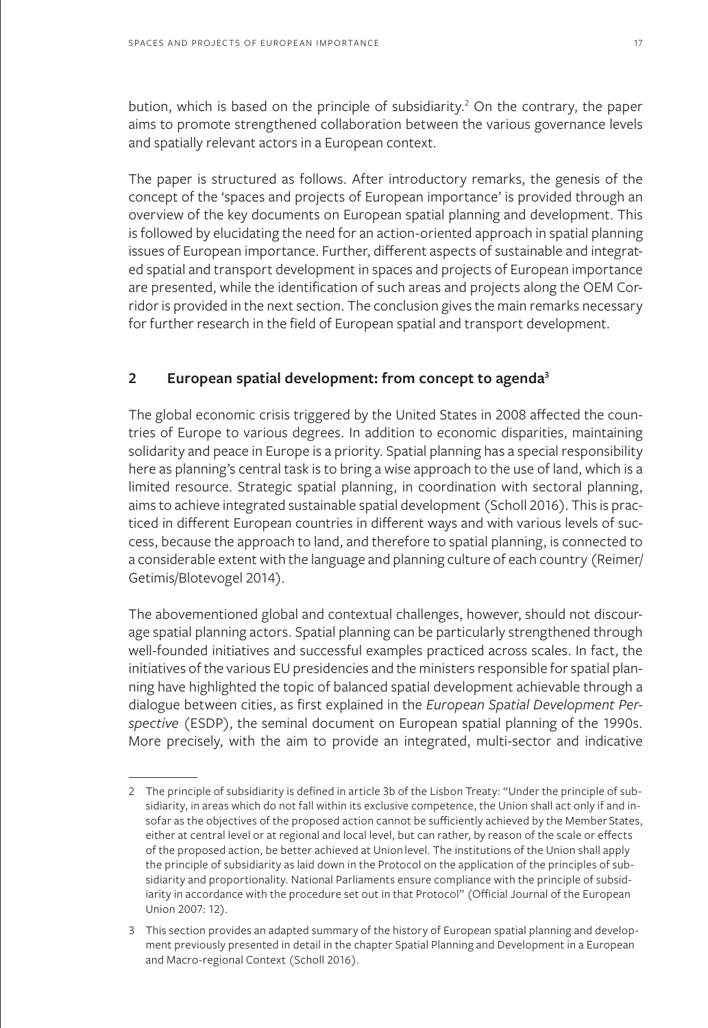bution, which is based on the principle of subsidiarity.[2] On the contrary, the paper aims to promote strengthened collaboration between the various governance levels and spatially relevant actors in a European context.

The paper is structured as follows. After introductory remarks, the genesis of the concept of the 'spaces and projects of European importance' is provided through an overview of the key documents on European spatial planning and development. This is followed by elucidating the need for an action-oriented approach in spatial planning issues of European importance. Further, different aspects of sustainable and integrated spatial and transport development in spaces and projects of European importance are presented, while the identification of such areas and projects along the OEM Corridor is provided in the next section. The conclusion gives the main remarks necessary for further research in the field of European spatial and transport development.

## 2 European spatial development: from concept to agenda[3]

The global economic crisis triggered by the United States in 2008 affected the countries of Europe to various degrees. In addition to economic disparities, maintaining solidarity and peace in Europe is a priority. Spatial planning has a special responsibility here as planning's central task is to bring a wise approach to the use of land, which is a limited resource. Strategic spatial planning, in coordination with sectoral planning, aims to achieve integrated sustainable spatial development (Scholl 2016). This is practiced in different European countries in different ways and with various levels of success, because the approach to land, and therefore to spatial planning, is connected to a considerable extent with the language and planning culture of each country (Reimer/Getimis/Blotevogel 2014).

The abovementioned global and contextual challenges, however, should not discourage spatial planning actors. Spatial planning can be particularly strengthened through well-founded initiatives and successful examples practiced across scales. In fact, the initiatives of the various EU presidencies and the ministers responsible for spatial planning have highlighted the topic of balanced spatial development achievable through a dialogue between cities, as first explained in the *European Spatial Development Perspective* (ESDP), the seminal document on European spatial planning of the 1990s. More precisely, with the aim to provide an integrated, multi-sector and indicative

---

2 The principle of subsidiarity is defined in article 3b of the Lisbon Treaty: "Under the principle of subsidiarity, in areas which do not fall within its exclusive competence, the Union shall act only if and insofar as the objectives of the proposed action cannot be sufficiently achieved by the Member States, either at central level or at regional and local level, but can rather, by reason of the scale or effects of the proposed action, be better achieved at Union level. The institutions of the Union shall apply the principle of subsidiarity as laid down in the Protocol on the application of the principles of subsidiarity and proportionality. National Parliaments ensure compliance with the principle of subsidiarity in accordance with the procedure set out in that Protocol" (Official Journal of the European Union 2007: 12).

3 This section provides an adapted summary of the history of European spatial planning and development previously presented in detail in the chapter Spatial Planning and Development in a European and Macro-regional Context (Scholl 2016).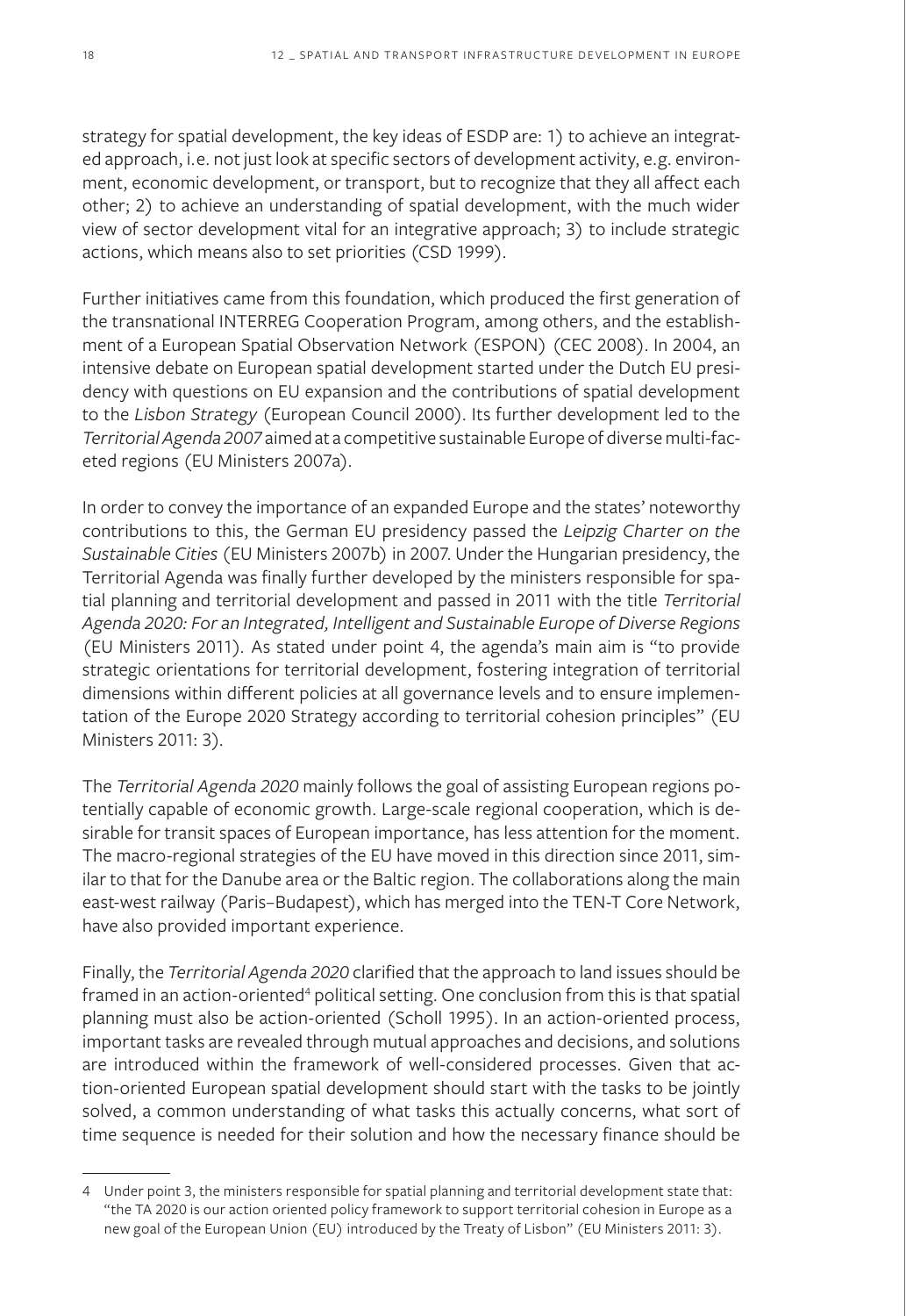strategy for spatial development, the key ideas of ESDP are: 1) to achieve an integrated approach, i.e. not just look at specific sectors of development activity, e.g. environment, economic development, or transport, but to recognize that they all affect each other; 2) to achieve an understanding of spatial development, with the much wider view of sector development vital for an integrative approach; 3) to include strategic actions, which means also to set priorities (CSD 1999).

Further initiatives came from this foundation, which produced the first generation of the transnational INTERREG Cooperation Program, among others, and the establishment of a European Spatial Observation Network (ESPON) (CEC 2008). In 2004, an intensive debate on European spatial development started under the Dutch EU presidency with questions on EU expansion and the contributions of spatial development to the *Lisbon Strategy* (European Council 2000). Its further development led to the *Territorial Agenda 2007* aimed at a competitive sustainable Europe of diverse multi-faceted regions (EU Ministers 2007a).

In order to convey the importance of an expanded Europe and the states' noteworthy contributions to this, the German EU presidency passed the *Leipzig Charter on the Sustainable Cities* (EU Ministers 2007b) in 2007. Under the Hungarian presidency, the Territorial Agenda was finally further developed by the ministers responsible for spatial planning and territorial development and passed in 2011 with the title *Territorial Agenda 2020: For an Integrated, Intelligent and Sustainable Europe of Diverse Regions* (EU Ministers 2011). As stated under point 4, the agenda's main aim is "to provide strategic orientations for territorial development, fostering integration of territorial dimensions within different policies at all governance levels and to ensure implementation of the Europe 2020 Strategy according to territorial cohesion principles" (EU Ministers 2011: 3).

The *Territorial Agenda 2020* mainly follows the goal of assisting European regions potentially capable of economic growth. Large-scale regional cooperation, which is desirable for transit spaces of European importance, has less attention for the moment. The macro-regional strategies of the EU have moved in this direction since 2011, similar to that for the Danube area or the Baltic region. The collaborations along the main east-west railway (Paris–Budapest), which has merged into the TEN-T Core Network, have also provided important experience.

Finally, the *Territorial Agenda 2020* clarified that the approach to land issues should be framed in an action-oriented[4] political setting. One conclusion from this is that spatial planning must also be action-oriented (Scholl 1995). In an action-oriented process, important tasks are revealed through mutual approaches and decisions, and solutions are introduced within the framework of well-considered processes. Given that action-oriented European spatial development should start with the tasks to be jointly solved, a common understanding of what tasks this actually concerns, what sort of time sequence is needed for their solution and how the necessary finance should be

---

4 Under point 3, the ministers responsible for spatial planning and territorial development state that: "the TA 2020 is our action oriented policy framework to support territorial cohesion in Europe as a new goal of the European Union (EU) introduced by the Treaty of Lisbon" (EU Ministers 2011: 3).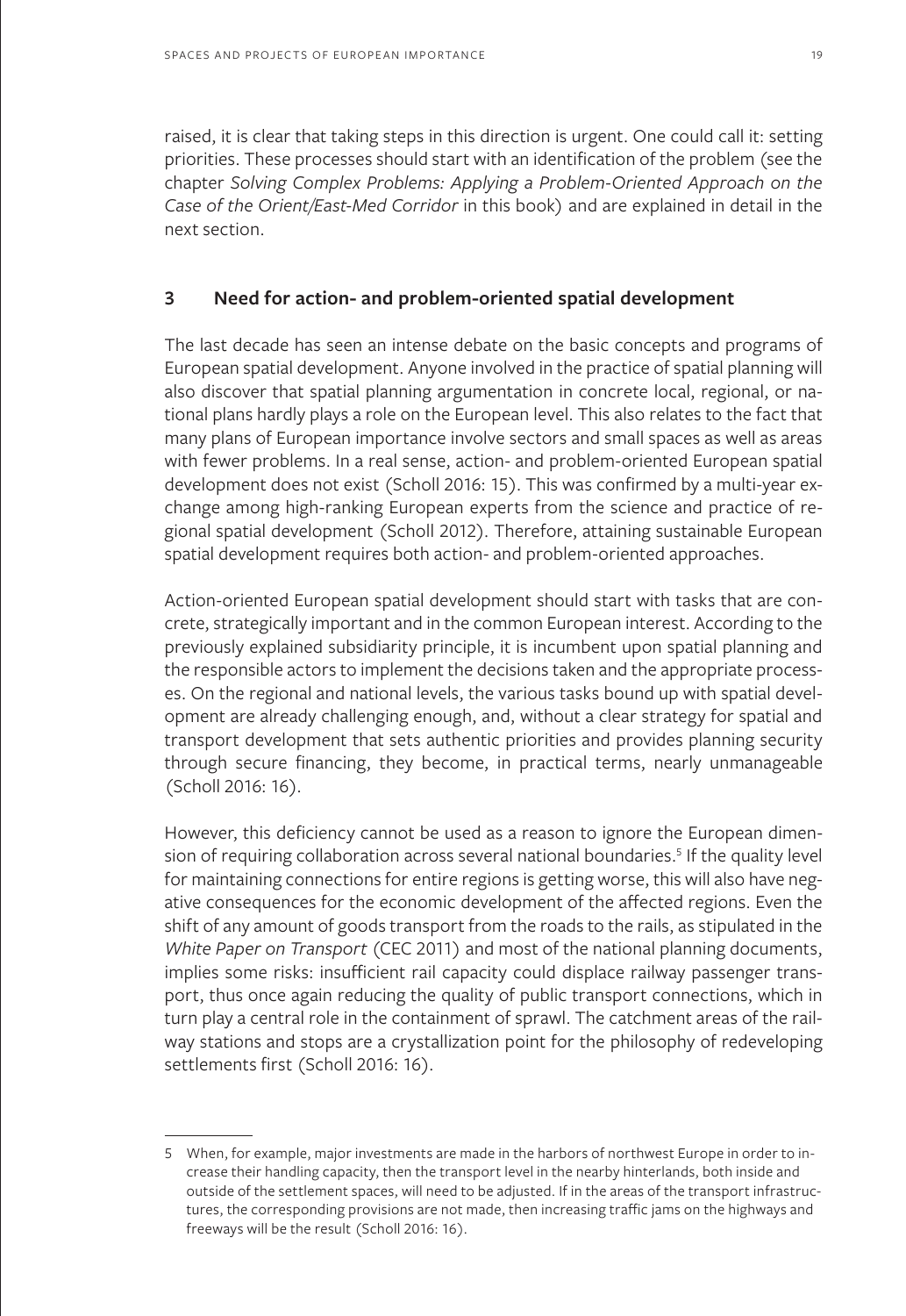raised, it is clear that taking steps in this direction is urgent. One could call it: setting priorities. These processes should start with an identification of the problem (see the chapter *Solving Complex Problems: Applying a Problem-Oriented Approach on the Case of the Orient/East-Med Corridor* in this book) and are explained in detail in the next section.

## 3 Need for action- and problem-oriented spatial development

The last decade has seen an intense debate on the basic concepts and programs of European spatial development. Anyone involved in the practice of spatial planning will also discover that spatial planning argumentation in concrete local, regional, or national plans hardly plays a role on the European level. This also relates to the fact that many plans of European importance involve sectors and small spaces as well as areas with fewer problems. In a real sense, action- and problem-oriented European spatial development does not exist (Scholl 2016: 15). This was confirmed by a multi-year exchange among high-ranking European experts from the science and practice of regional spatial development (Scholl 2012). Therefore, attaining sustainable European spatial development requires both action- and problem-oriented approaches.

Action-oriented European spatial development should start with tasks that are concrete, strategically important and in the common European interest. According to the previously explained subsidiarity principle, it is incumbent upon spatial planning and the responsible actors to implement the decisions taken and the appropriate processes. On the regional and national levels, the various tasks bound up with spatial development are already challenging enough, and, without a clear strategy for spatial and transport development that sets authentic priorities and provides planning security through secure financing, they become, in practical terms, nearly unmanageable (Scholl 2016: 16).

However, this deficiency cannot be used as a reason to ignore the European dimension of requiring collaboration across several national boundaries.[5] If the quality level for maintaining connections for entire regions is getting worse, this will also have negative consequences for the economic development of the affected regions. Even the shift of any amount of goods transport from the roads to the rails, as stipulated in the *White Paper on Transport* (CEC 2011) and most of the national planning documents, implies some risks: insufficient rail capacity could displace railway passenger transport, thus once again reducing the quality of public transport connections, which in turn play a central role in the containment of sprawl. The catchment areas of the railway stations and stops are a crystallization point for the philosophy of redeveloping settlements first (Scholl 2016: 16).

---

5 When, for example, major investments are made in the harbors of northwest Europe in order to increase their handling capacity, then the transport level in the nearby hinterlands, both inside and outside of the settlement spaces, will need to be adjusted. If in the areas of the transport infrastructures, the corresponding provisions are not made, then increasing traffic jams on the highways and freeways will be the result (Scholl 2016: 16).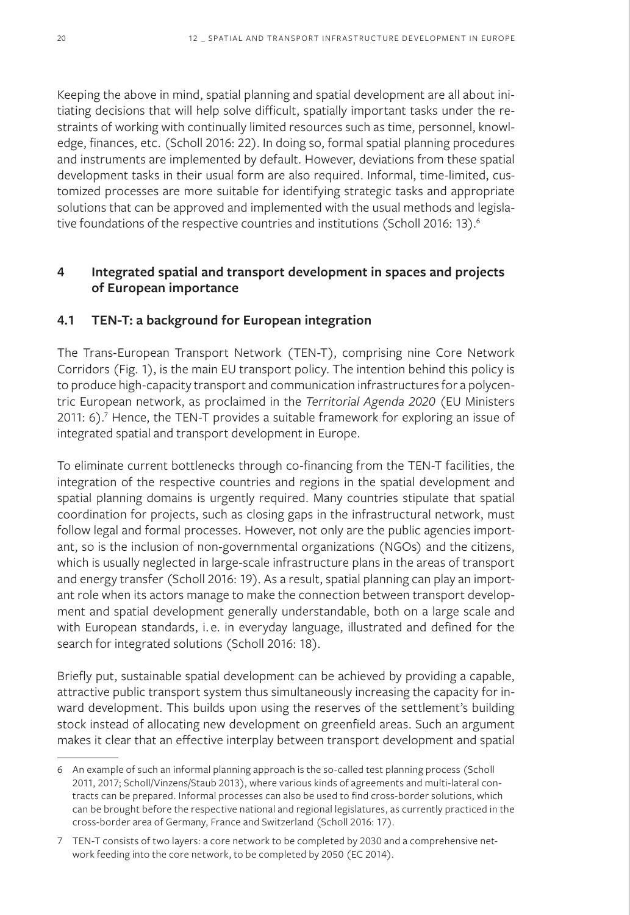Keeping the above in mind, spatial planning and spatial development are all about initiating decisions that will help solve difficult, spatially important tasks under the restraints of working with continually limited resources such as time, personnel, knowledge, finances, etc. (Scholl 2016: 22). In doing so, formal spatial planning procedures and instruments are implemented by default. However, deviations from these spatial development tasks in their usual form are also required. Informal, time-limited, customized processes are more suitable for identifying strategic tasks and appropriate solutions that can be approved and implemented with the usual methods and legislative foundations of the respective countries and institutions (Scholl 2016: 13).[6]

## 4 Integrated spatial and transport development in spaces and projects of European importance

### 4.1 TEN-T: a background for European integration

The Trans-European Transport Network (TEN-T), comprising nine Core Network Corridors (Fig. 1), is the main EU transport policy. The intention behind this policy is to produce high-capacity transport and communication infrastructures for a polycentric European network, as proclaimed in the *Territorial Agenda 2020* (EU Ministers 2011: 6).[7] Hence, the TEN-T provides a suitable framework for exploring an issue of integrated spatial and transport development in Europe.

To eliminate current bottlenecks through co-financing from the TEN-T facilities, the integration of the respective countries and regions in the spatial development and spatial planning domains is urgently required. Many countries stipulate that spatial coordination for projects, such as closing gaps in the infrastructural network, must follow legal and formal processes. However, not only are the public agencies important, so is the inclusion of non-governmental organizations (NGOs) and the citizens, which is usually neglected in large-scale infrastructure plans in the areas of transport and energy transfer (Scholl 2016: 19). As a result, spatial planning can play an important role when its actors manage to make the connection between transport development and spatial development generally understandable, both on a large scale and with European standards, i. e. in everyday language, illustrated and defined for the search for integrated solutions (Scholl 2016: 18).

Briefly put, sustainable spatial development can be achieved by providing a capable, attractive public transport system thus simultaneously increasing the capacity for inward development. This builds upon using the reserves of the settlement's building stock instead of allocating new development on greenfield areas. Such an argument makes it clear that an effective interplay between transport development and spatial

---

6 An example of such an informal planning approach is the so-called test planning process (Scholl 2011, 2017; Scholl/Vinzens/Staub 2013), where various kinds of agreements and multi-lateral contracts can be prepared. Informal processes can also be used to find cross-border solutions, which can be brought before the respective national and regional legislatures, as currently practiced in the cross-border area of Germany, France and Switzerland (Scholl 2016: 17).

7 TEN-T consists of two layers: a core network to be completed by 2030 and a comprehensive network feeding into the core network, to be completed by 2050 (EC 2014).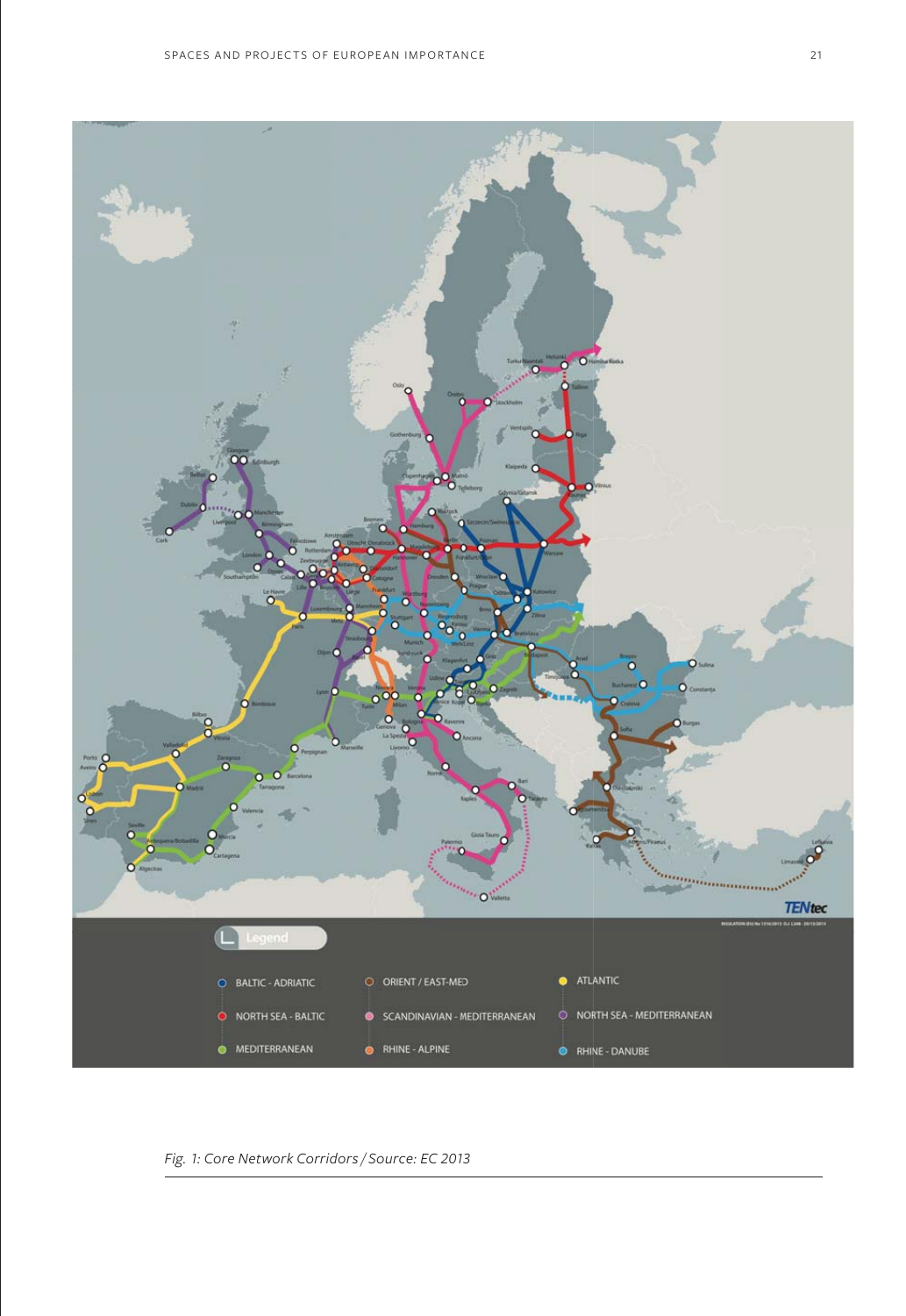*Fig. 1: Core Network Corridors / Source: EC 2013*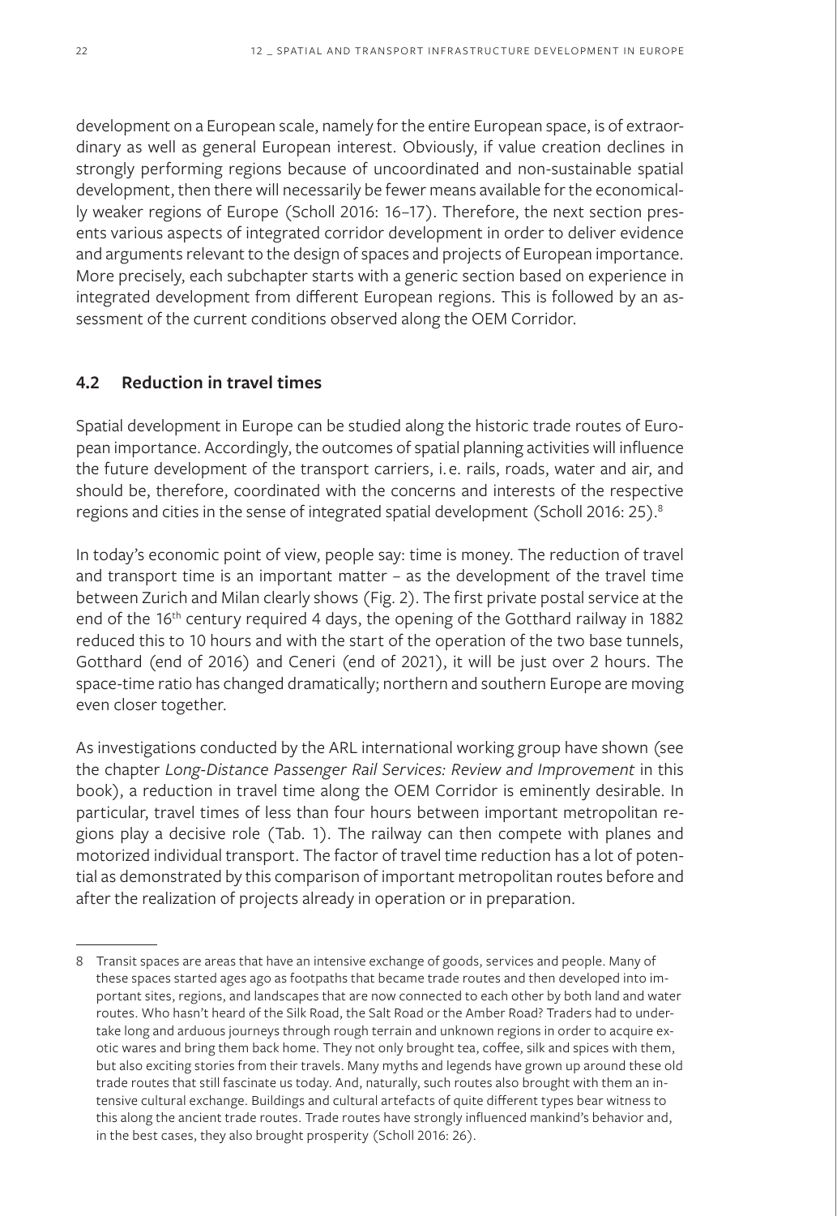development on a European scale, namely for the entire European space, is of extraordinary as well as general European interest. Obviously, if value creation declines in strongly performing regions because of uncoordinated and non-sustainable spatial development, then there will necessarily be fewer means available for the economically weaker regions of Europe (Scholl 2016: 16–17). Therefore, the next section presents various aspects of integrated corridor development in order to deliver evidence and arguments relevant to the design of spaces and projects of European importance. More precisely, each subchapter starts with a generic section based on experience in integrated development from different European regions. This is followed by an assessment of the current conditions observed along the OEM Corridor.

## 4.2 Reduction in travel times

Spatial development in Europe can be studied along the historic trade routes of European importance. Accordingly, the outcomes of spatial planning activities will influence the future development of the transport carriers, i. e. rails, roads, water and air, and should be, therefore, coordinated with the concerns and interests of the respective regions and cities in the sense of integrated spatial development (Scholl 2016: 25).[8]

In today's economic point of view, people say: time is money. The reduction of travel and transport time is an important matter – as the development of the travel time between Zurich and Milan clearly shows (Fig. 2). The first private postal service at the end of the 16th century required 4 days, the opening of the Gotthard railway in 1882 reduced this to 10 hours and with the start of the operation of the two base tunnels, Gotthard (end of 2016) and Ceneri (end of 2021), it will be just over 2 hours. The space-time ratio has changed dramatically; northern and southern Europe are moving even closer together.

As investigations conducted by the ARL international working group have shown (see the chapter *Long-Distance Passenger Rail Services: Review and Improvement* in this book), a reduction in travel time along the OEM Corridor is eminently desirable. In particular, travel times of less than four hours between important metropolitan regions play a decisive role (Tab. 1). The railway can then compete with planes and motorized individual transport. The factor of travel time reduction has a lot of potential as demonstrated by this comparison of important metropolitan routes before and after the realization of projects already in operation or in preparation.

---

8 Transit spaces are areas that have an intensive exchange of goods, services and people. Many of these spaces started ages ago as footpaths that became trade routes and then developed into important sites, regions, and landscapes that are now connected to each other by both land and water routes. Who hasn't heard of the Silk Road, the Salt Road or the Amber Road? Traders had to undertake long and arduous journeys through rough terrain and unknown regions in order to acquire exotic wares and bring them back home. They not only brought tea, coffee, silk and spices with them, but also exciting stories from their travels. Many myths and legends have grown up around these old trade routes that still fascinate us today. And, naturally, such routes also brought with them an intensive cultural exchange. Buildings and cultural artefacts of quite different types bear witness to this along the ancient trade routes. Trade routes have strongly influenced mankind's behavior and, in the best cases, they also brought prosperity (Scholl 2016: 26).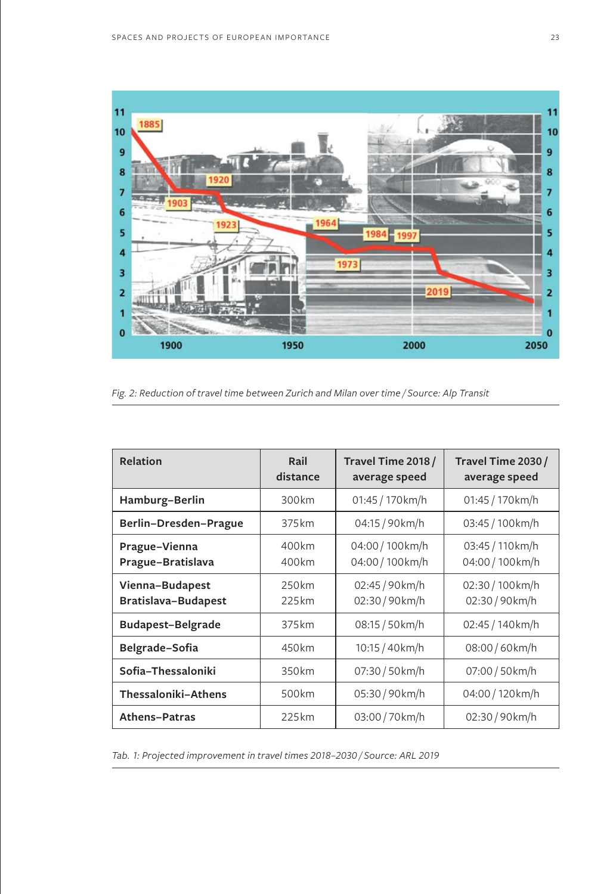Fig. 2: Reduction of travel time between Zurich and Milan over time / Source: Alp Transit

| Relation | Rail distance | Travel Time 2018 / average speed | Travel Time 2030 / average speed |
|---|---|---|---|
| **Hamburg–Berlin** | 300km | 01:45 / 170km/h | 01:45 / 170km/h |
| **Berlin–Dresden–Prague** | 375km | 04:15 / 90km/h | 03:45 / 100km/h |
| **Prague–Vienna**<br>**Prague–Bratislava** | 400km<br>400km | 04:00 / 100km/h<br>04:00 / 100km/h | 03:45 / 110km/h<br>04:00 / 100km/h |
| **Vienna–Budapest**<br>**Bratislava–Budapest** | 250km<br>225km | 02:45 / 90km/h<br>02:30 / 90km/h | 02:30 / 100km/h<br>02:30 / 90km/h |
| **Budapest–Belgrade** | 375km | 08:15 / 50km/h | 02:45 / 140km/h |
| **Belgrade–Sofia** | 450km | 10:15 / 40km/h | 08:00 / 60km/h |
| **Sofia–Thessaloniki** | 350km | 07:30 / 50km/h | 07:00 / 50km/h |
| **Thessaloniki–Athens** | 500km | 05:30 / 90km/h | 04:00 / 120km/h |
| **Athens–Patras** | 225km | 03:00 / 70km/h | 02:30 / 90km/h |

Tab. 1: Projected improvement in travel times 2018–2030 / Source: ARL 2019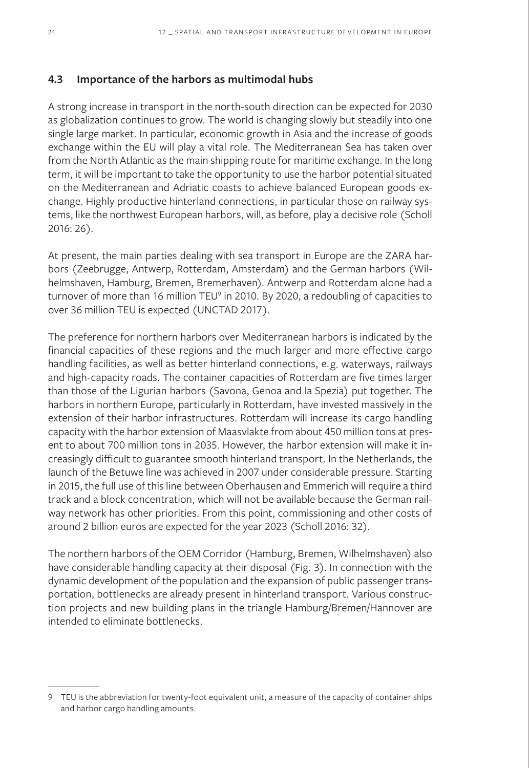## 4.3 Importance of the harbors as multimodal hubs

A strong increase in transport in the north-south direction can be expected for 2030 as globalization continues to grow. The world is changing slowly but steadily into one single large market. In particular, economic growth in Asia and the increase of goods exchange within the EU will play a vital role. The Mediterranean Sea has taken over from the North Atlantic as the main shipping route for maritime exchange. In the long term, it will be important to take the opportunity to use the harbor potential situated on the Mediterranean and Adriatic coasts to achieve balanced European goods exchange. Highly productive hinterland connections, in particular those on railway systems, like the northwest European harbors, will, as before, play a decisive role (Scholl 2016: 26).

At present, the main parties dealing with sea transport in Europe are the ZARA harbors (Zeebrugge, Antwerp, Rotterdam, Amsterdam) and the German harbors (Wilhelmshaven, Hamburg, Bremen, Bremerhaven). Antwerp and Rotterdam alone had a turnover of more than 16 million TEU[9] in 2010. By 2020, a redoubling of capacities to over 36 million TEU is expected (UNCTAD 2017).

The preference for northern harbors over Mediterranean harbors is indicated by the financial capacities of these regions and the much larger and more effective cargo handling facilities, as well as better hinterland connections, e.g. waterways, railways and high-capacity roads. The container capacities of Rotterdam are five times larger than those of the Ligurian harbors (Savona, Genoa and la Spezia) put together. The harbors in northern Europe, particularly in Rotterdam, have invested massively in the extension of their harbor infrastructures. Rotterdam will increase its cargo handling capacity with the harbor extension of Maasvlakte from about 450 million tons at present to about 700 million tons in 2035. However, the harbor extension will make it increasingly difficult to guarantee smooth hinterland transport. In the Netherlands, the launch of the Betuwe line was achieved in 2007 under considerable pressure. Starting in 2015, the full use of this line between Oberhausen and Emmerich will require a third track and a block concentration, which will not be available because the German railway network has other priorities. From this point, commissioning and other costs of around 2 billion euros are expected for the year 2023 (Scholl 2016: 32).

The northern harbors of the OEM Corridor (Hamburg, Bremen, Wilhelmshaven) also have considerable handling capacity at their disposal (Fig. 3). In connection with the dynamic development of the population and the expansion of public passenger transportation, bottlenecks are already present in hinterland transport. Various construction projects and new building plans in the triangle Hamburg/Bremen/Hannover are intended to eliminate bottlenecks.

9 TEU is the abbreviation for twenty-foot equivalent unit, a measure of the capacity of container ships and harbor cargo handling amounts.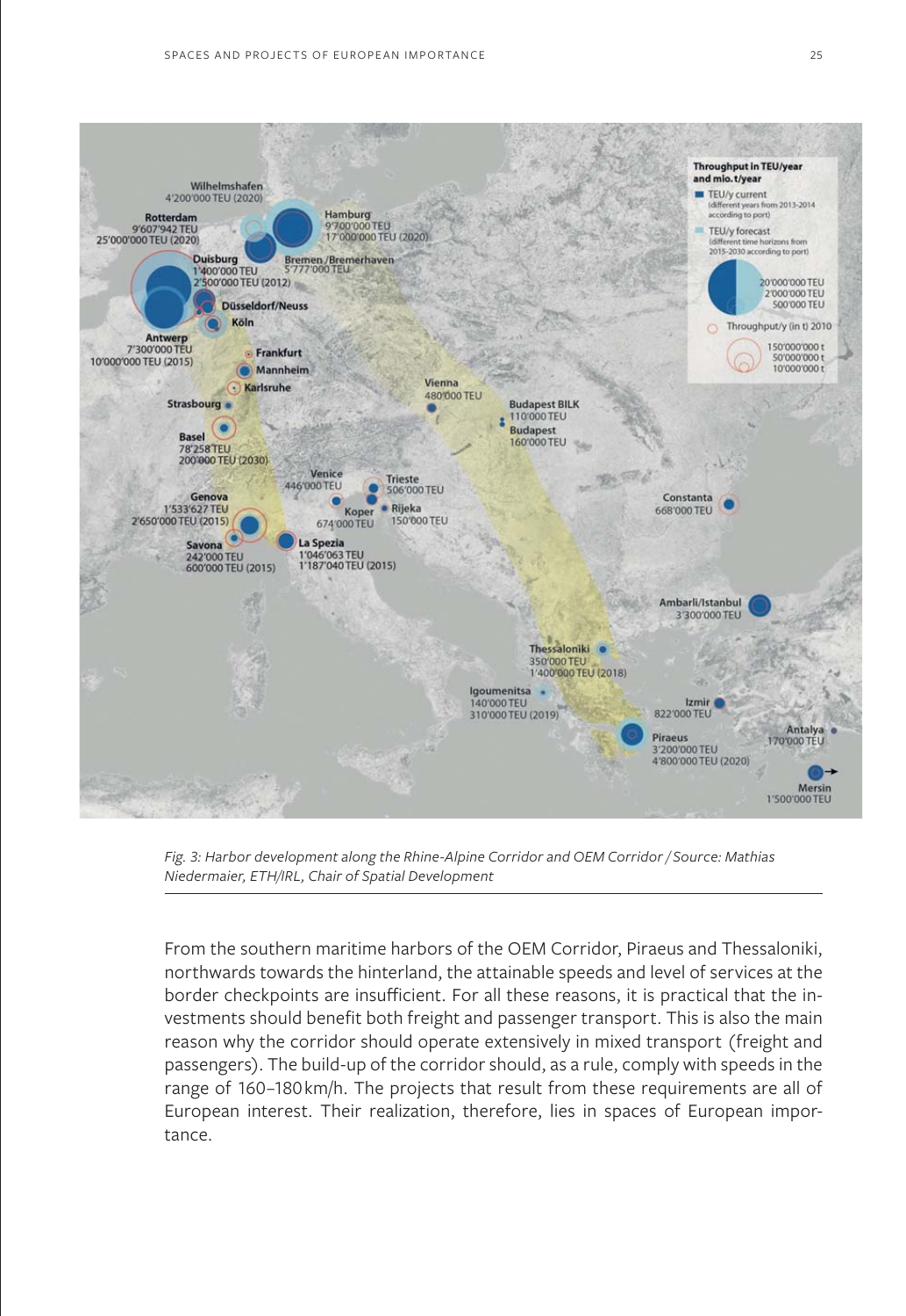*Fig. 3: Harbor development along the Rhine-Alpine Corridor and OEM Corridor / Source: Mathias Niedermaier, ETH/IRL, Chair of Spatial Development*

From the southern maritime harbors of the OEM Corridor, Piraeus and Thessaloniki, northwards towards the hinterland, the attainable speeds and level of services at the border checkpoints are insufficient. For all these reasons, it is practical that the investments should benefit both freight and passenger transport. This is also the main reason why the corridor should operate extensively in mixed transport (freight and passengers). The build-up of the corridor should, as a rule, comply with speeds in the range of 160–180 km/h. The projects that result from these requirements are all of European interest. Their realization, therefore, lies in spaces of European importance.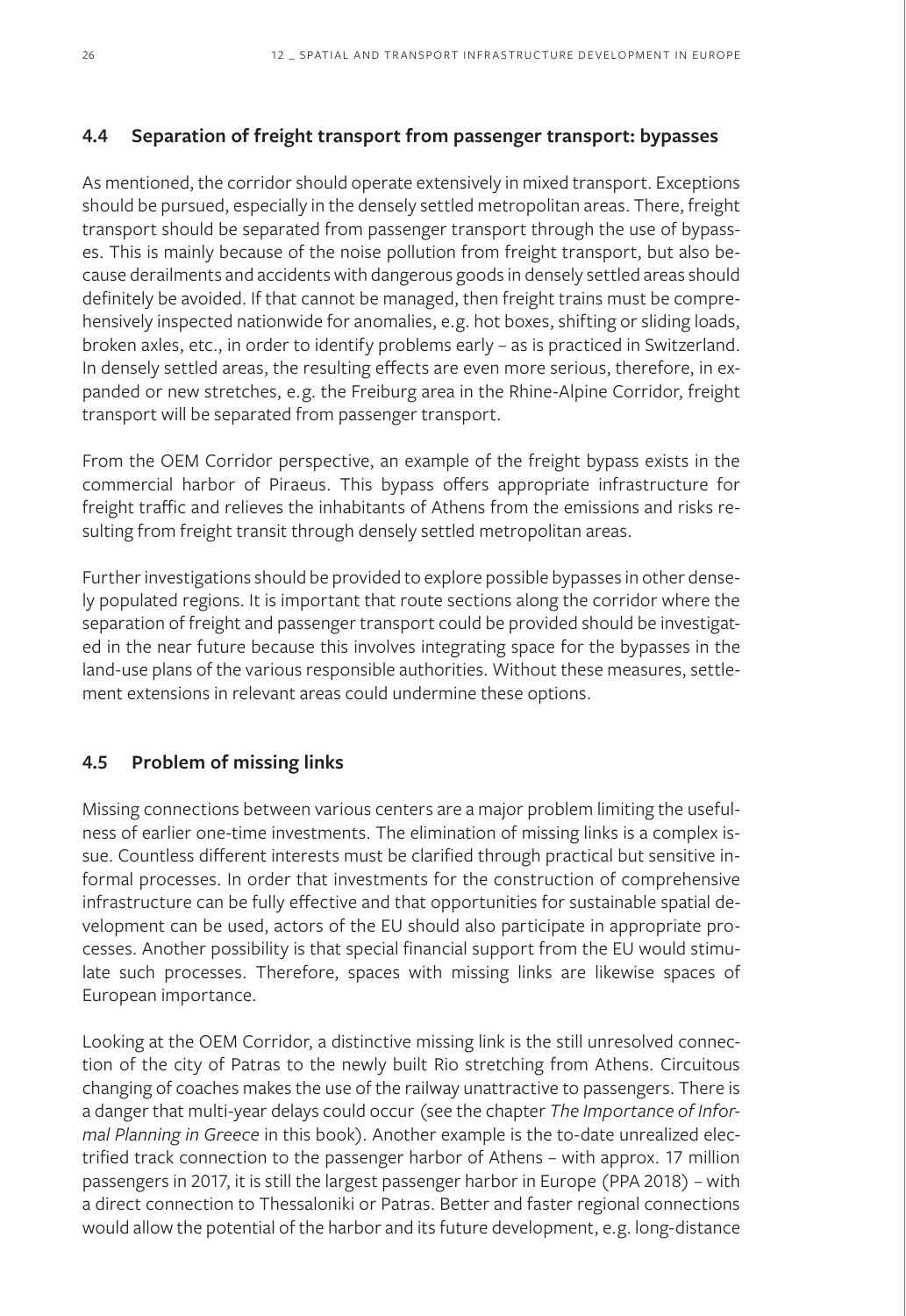## 4.4 Separation of freight transport from passenger transport: bypasses

As mentioned, the corridor should operate extensively in mixed transport. Exceptions should be pursued, especially in the densely settled metropolitan areas. There, freight transport should be separated from passenger transport through the use of bypasses. This is mainly because of the noise pollution from freight transport, but also because derailments and accidents with dangerous goods in densely settled areas should definitely be avoided. If that cannot be managed, then freight trains must be comprehensively inspected nationwide for anomalies, e.g. hot boxes, shifting or sliding loads, broken axles, etc., in order to identify problems early – as is practiced in Switzerland. In densely settled areas, the resulting effects are even more serious, therefore, in expanded or new stretches, e.g. the Freiburg area in the Rhine-Alpine Corridor, freight transport will be separated from passenger transport.

From the OEM Corridor perspective, an example of the freight bypass exists in the commercial harbor of Piraeus. This bypass offers appropriate infrastructure for freight traffic and relieves the inhabitants of Athens from the emissions and risks resulting from freight transit through densely settled metropolitan areas.

Further investigations should be provided to explore possible bypasses in other densely populated regions. It is important that route sections along the corridor where the separation of freight and passenger transport could be provided should be investigated in the near future because this involves integrating space for the bypasses in the land-use plans of the various responsible authorities. Without these measures, settlement extensions in relevant areas could undermine these options.

## 4.5 Problem of missing links

Missing connections between various centers are a major problem limiting the usefulness of earlier one-time investments. The elimination of missing links is a complex issue. Countless different interests must be clarified through practical but sensitive informal processes. In order that investments for the construction of comprehensive infrastructure can be fully effective and that opportunities for sustainable spatial development can be used, actors of the EU should also participate in appropriate processes. Another possibility is that special financial support from the EU would stimulate such processes. Therefore, spaces with missing links are likewise spaces of European importance.

Looking at the OEM Corridor, a distinctive missing link is the still unresolved connection of the city of Patras to the newly built Rio stretching from Athens. Circuitous changing of coaches makes the use of the railway unattractive to passengers. There is a danger that multi-year delays could occur (see the chapter *The Importance of Informal Planning in Greece* in this book). Another example is the to-date unrealized electrified track connection to the passenger harbor of Athens – with approx. 17 million passengers in 2017, it is still the largest passenger harbor in Europe (PPA 2018) – with a direct connection to Thessaloniki or Patras. Better and faster regional connections would allow the potential of the harbor and its future development, e.g. long-distance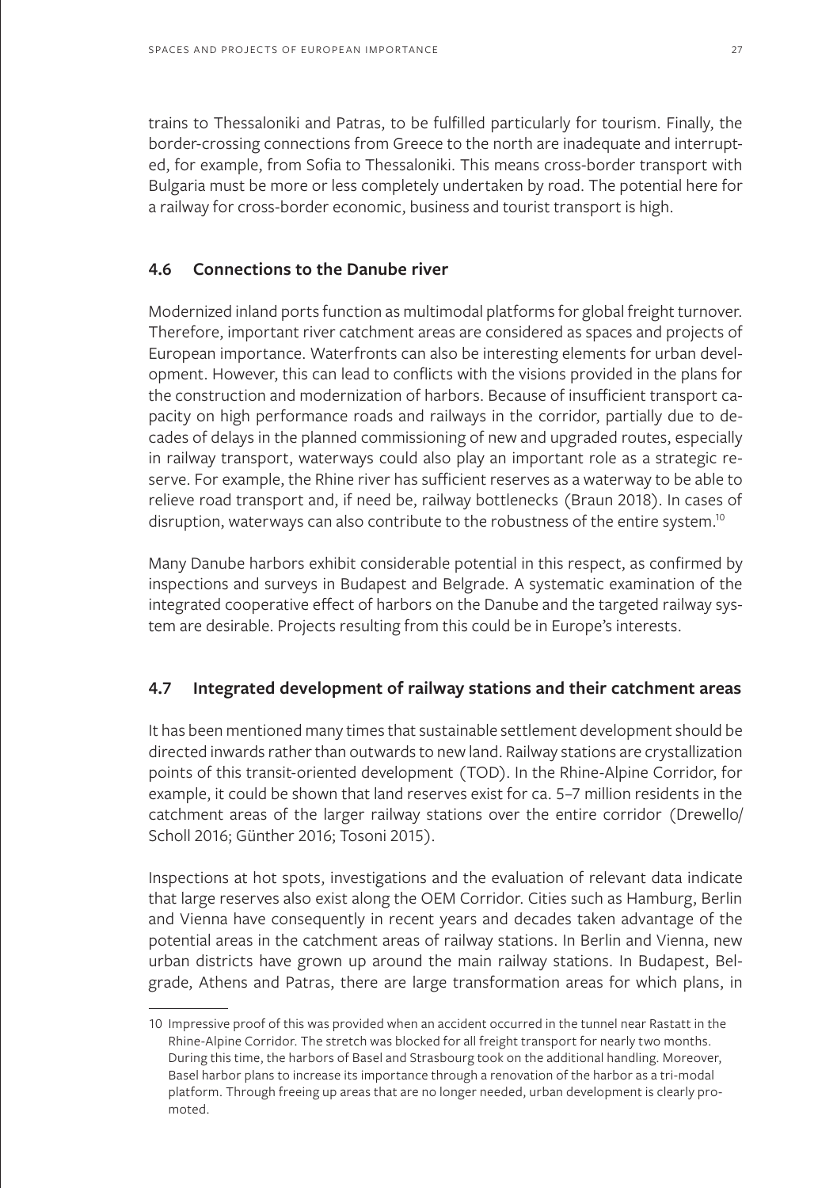trains to Thessaloniki and Patras, to be fulfilled particularly for tourism. Finally, the border-crossing connections from Greece to the north are inadequate and interrupted, for example, from Sofia to Thessaloniki. This means cross-border transport with Bulgaria must be more or less completely undertaken by road. The potential here for a railway for cross-border economic, business and tourist transport is high.

### 4.6 Connections to the Danube river

Modernized inland ports function as multimodal platforms for global freight turnover. Therefore, important river catchment areas are considered as spaces and projects of European importance. Waterfronts can also be interesting elements for urban development. However, this can lead to conflicts with the visions provided in the plans for the construction and modernization of harbors. Because of insufficient transport capacity on high performance roads and railways in the corridor, partially due to decades of delays in the planned commissioning of new and upgraded routes, especially in railway transport, waterways could also play an important role as a strategic reserve. For example, the Rhine river has sufficient reserves as a waterway to be able to relieve road transport and, if need be, railway bottlenecks (Braun 2018). In cases of disruption, waterways can also contribute to the robustness of the entire system.[10]

Many Danube harbors exhibit considerable potential in this respect, as confirmed by inspections and surveys in Budapest and Belgrade. A systematic examination of the integrated cooperative effect of harbors on the Danube and the targeted railway system are desirable. Projects resulting from this could be in Europe's interests.

### 4.7 Integrated development of railway stations and their catchment areas

It has been mentioned many times that sustainable settlement development should be directed inwards rather than outwards to new land. Railway stations are crystallization points of this transit-oriented development (TOD). In the Rhine-Alpine Corridor, for example, it could be shown that land reserves exist for ca. 5–7 million residents in the catchment areas of the larger railway stations over the entire corridor (Drewello/Scholl 2016; Günther 2016; Tosoni 2015).

Inspections at hot spots, investigations and the evaluation of relevant data indicate that large reserves also exist along the OEM Corridor. Cities such as Hamburg, Berlin and Vienna have consequently in recent years and decades taken advantage of the potential areas in the catchment areas of railway stations. In Berlin and Vienna, new urban districts have grown up around the main railway stations. In Budapest, Belgrade, Athens and Patras, there are large transformation areas for which plans, in

10 Impressive proof of this was provided when an accident occurred in the tunnel near Rastatt in the Rhine-Alpine Corridor. The stretch was blocked for all freight transport for nearly two months. During this time, the harbors of Basel and Strasbourg took on the additional handling. Moreover, Basel harbor plans to increase its importance through a renovation of the harbor as a tri-modal platform. Through freeing up areas that are no longer needed, urban development is clearly promoted.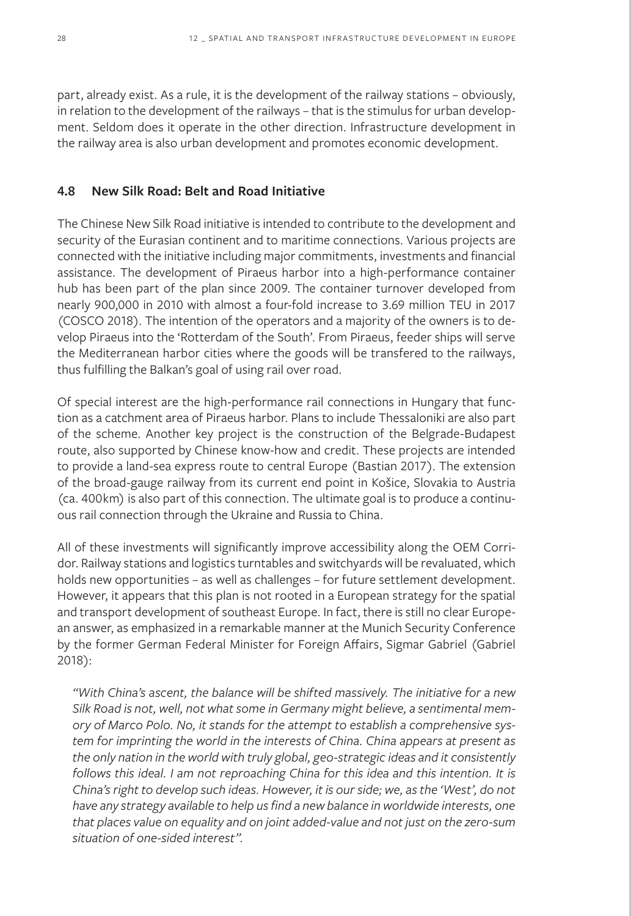part, already exist. As a rule, it is the development of the railway stations – obviously, in relation to the development of the railways – that is the stimulus for urban development. Seldom does it operate in the other direction. Infrastructure development in the railway area is also urban development and promotes economic development.

### 4.8 New Silk Road: Belt and Road Initiative

The Chinese New Silk Road initiative is intended to contribute to the development and security of the Eurasian continent and to maritime connections. Various projects are connected with the initiative including major commitments, investments and financial assistance. The development of Piraeus harbor into a high-performance container hub has been part of the plan since 2009. The container turnover developed from nearly 900,000 in 2010 with almost a four-fold increase to 3.69 million TEU in 2017 (COSCO 2018). The intention of the operators and a majority of the owners is to develop Piraeus into the 'Rotterdam of the South'. From Piraeus, feeder ships will serve the Mediterranean harbor cities where the goods will be transfered to the railways, thus fulfilling the Balkan's goal of using rail over road.

Of special interest are the high-performance rail connections in Hungary that function as a catchment area of Piraeus harbor. Plans to include Thessaloniki are also part of the scheme. Another key project is the construction of the Belgrade-Budapest route, also supported by Chinese know-how and credit. These projects are intended to provide a land-sea express route to central Europe (Bastian 2017). The extension of the broad-gauge railway from its current end point in Košice, Slovakia to Austria (ca. 400km) is also part of this connection. The ultimate goal is to produce a continuous rail connection through the Ukraine and Russia to China.

All of these investments will significantly improve accessibility along the OEM Corridor. Railway stations and logistics turntables and switchyards will be revaluated, which holds new opportunities – as well as challenges – for future settlement development. However, it appears that this plan is not rooted in a European strategy for the spatial and transport development of southeast Europe. In fact, there is still no clear European answer, as emphasized in a remarkable manner at the Munich Security Conference by the former German Federal Minister for Foreign Affairs, Sigmar Gabriel (Gabriel 2018):

> *"With China's ascent, the balance will be shifted massively. The initiative for a new Silk Road is not, well, not what some in Germany might believe, a sentimental memory of Marco Polo. No, it stands for the attempt to establish a comprehensive system for imprinting the world in the interests of China. China appears at present as the only nation in the world with truly global, geo-strategic ideas and it consistently follows this ideal. I am not reproaching China for this idea and this intention. It is China's right to develop such ideas. However, it is our side; we, as the 'West', do not have any strategy available to help us find a new balance in worldwide interests, one that places value on equality and on joint added-value and not just on the zero-sum situation of one-sided interest".*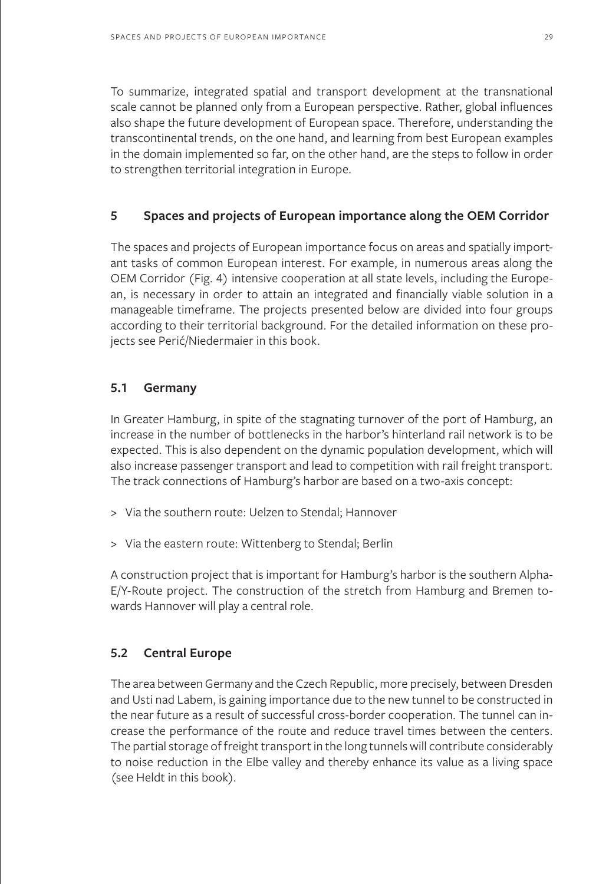To summarize, integrated spatial and transport development at the transnational scale cannot be planned only from a European perspective. Rather, global influences also shape the future development of European space. Therefore, understanding the transcontinental trends, on the one hand, and learning from best European examples in the domain implemented so far, on the other hand, are the steps to follow in order to strengthen territorial integration in Europe.

## 5 Spaces and projects of European importance along the OEM Corridor

The spaces and projects of European importance focus on areas and spatially important tasks of common European interest. For example, in numerous areas along the OEM Corridor (Fig. 4) intensive cooperation at all state levels, including the European, is necessary in order to attain an integrated and financially viable solution in a manageable timeframe. The projects presented below are divided into four groups according to their territorial background. For the detailed information on these projects see Perić/Niedermaier in this book.

### 5.1 Germany

In Greater Hamburg, in spite of the stagnating turnover of the port of Hamburg, an increase in the number of bottlenecks in the harbor's hinterland rail network is to be expected. This is also dependent on the dynamic population development, which will also increase passenger transport and lead to competition with rail freight transport. The track connections of Hamburg's harbor are based on a two-axis concept:

> Via the southern route: Uelzen to Stendal; Hannover

> Via the eastern route: Wittenberg to Stendal; Berlin

A construction project that is important for Hamburg's harbor is the southern Alpha-E/Y-Route project. The construction of the stretch from Hamburg and Bremen towards Hannover will play a central role.

### 5.2 Central Europe

The area between Germany and the Czech Republic, more precisely, between Dresden and Usti nad Labem, is gaining importance due to the new tunnel to be constructed in the near future as a result of successful cross-border cooperation. The tunnel can increase the performance of the route and reduce travel times between the centers. The partial storage of freight transport in the long tunnels will contribute considerably to noise reduction in the Elbe valley and thereby enhance its value as a living space (see Heldt in this book).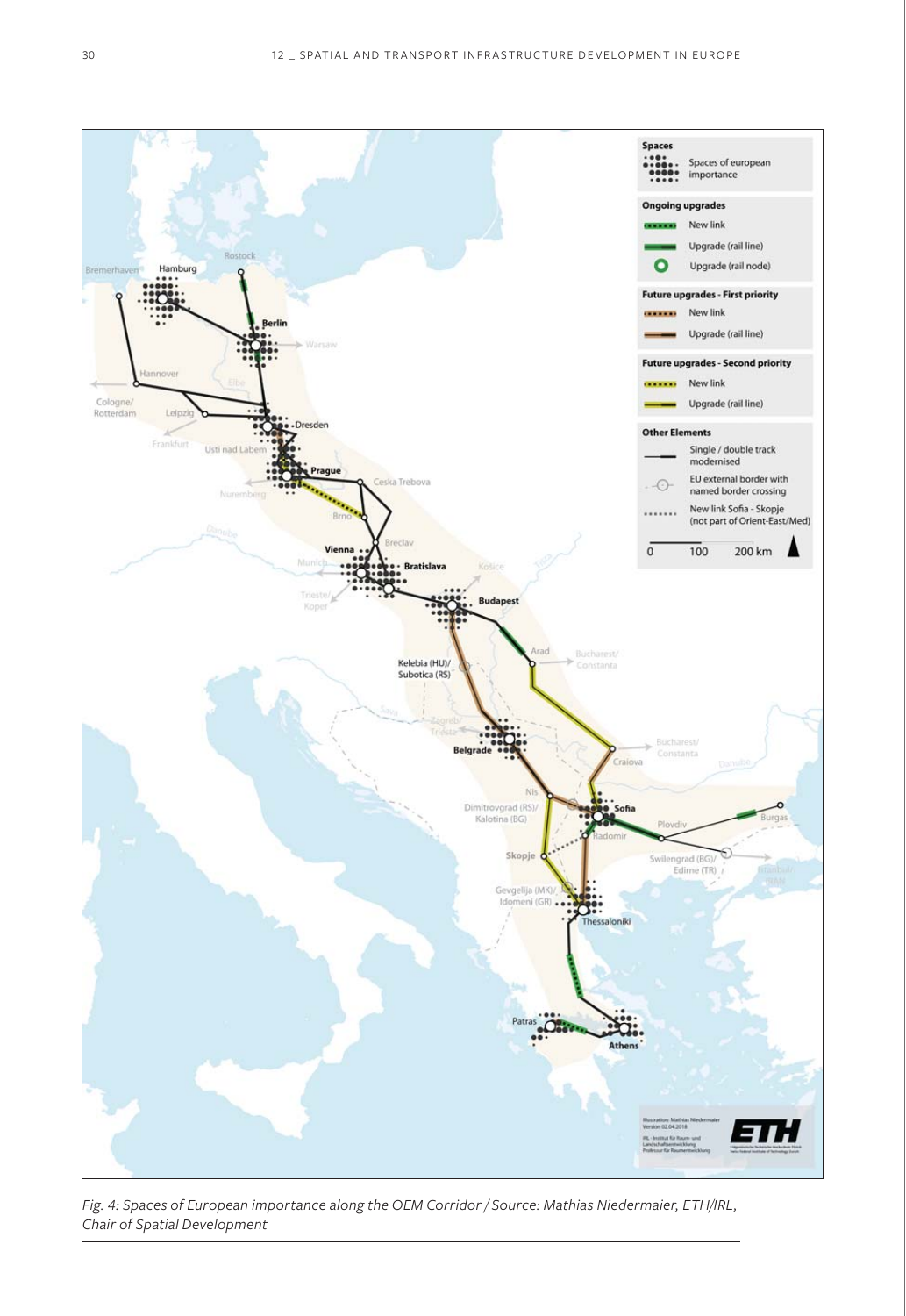*Fig. 4: Spaces of European importance along the OEM Corridor / Source: Mathias Niedermaier, ETH/IRL, Chair of Spatial Development*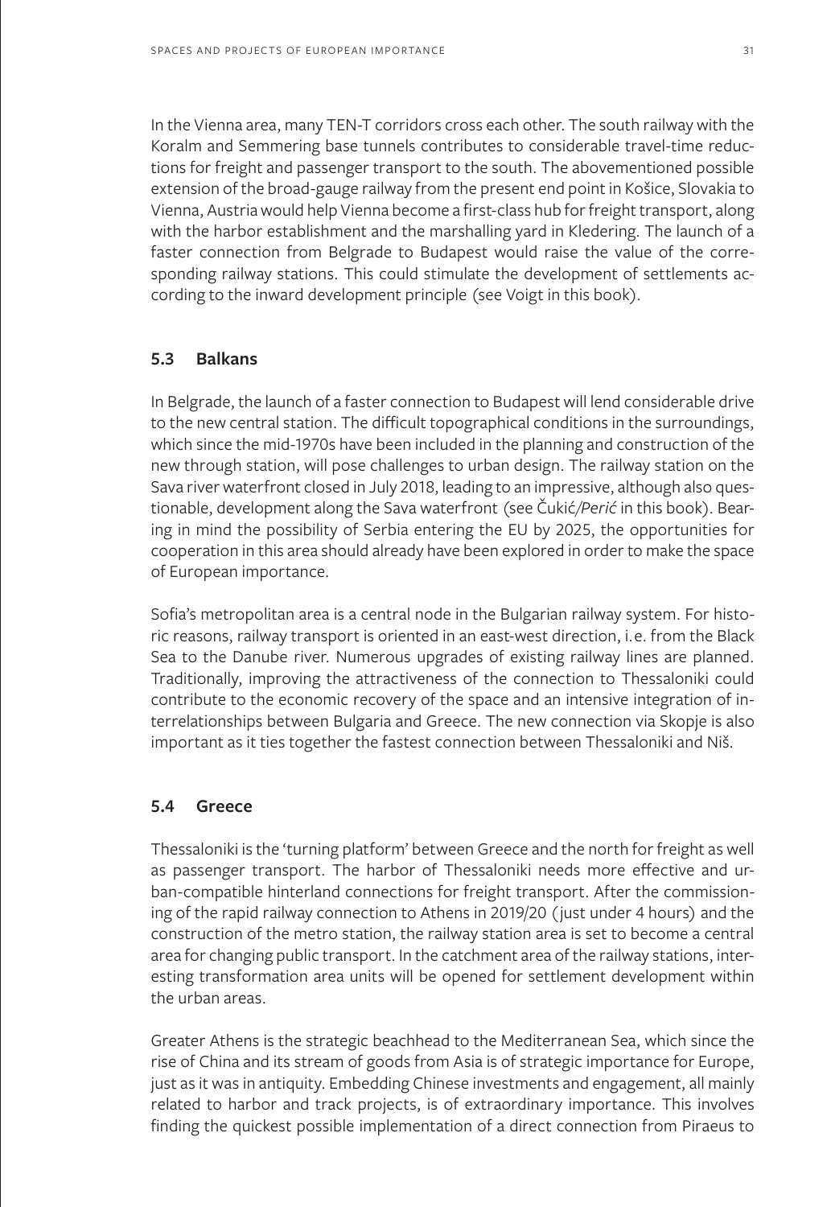In the Vienna area, many TEN-T corridors cross each other. The south railway with the Koralm and Semmering base tunnels contributes to considerable travel-time reductions for freight and passenger transport to the south. The abovementioned possible extension of the broad-gauge railway from the present end point in Košice, Slovakia to Vienna, Austria would help Vienna become a first-class hub for freight transport, along with the harbor establishment and the marshalling yard in Kledering. The launch of a faster connection from Belgrade to Budapest would raise the value of the corresponding railway stations. This could stimulate the development of settlements according to the inward development principle (see Voigt in this book).

## 5.3 Balkans

In Belgrade, the launch of a faster connection to Budapest will lend considerable drive to the new central station. The difficult topographical conditions in the surroundings, which since the mid-1970s have been included in the planning and construction of the new through station, will pose challenges to urban design. The railway station on the Sava river waterfront closed in July 2018, leading to an impressive, although also questionable, development along the Sava waterfront (see Čukić/*Perić* in this book). Bearing in mind the possibility of Serbia entering the EU by 2025, the opportunities for cooperation in this area should already have been explored in order to make the space of European importance.

Sofia's metropolitan area is a central node in the Bulgarian railway system. For historic reasons, railway transport is oriented in an east-west direction, i.e. from the Black Sea to the Danube river. Numerous upgrades of existing railway lines are planned. Traditionally, improving the attractiveness of the connection to Thessaloniki could contribute to the economic recovery of the space and an intensive integration of interrelationships between Bulgaria and Greece. The new connection via Skopje is also important as it ties together the fastest connection between Thessaloniki and Niš.

## 5.4 Greece

Thessaloniki is the 'turning platform' between Greece and the north for freight as well as passenger transport. The harbor of Thessaloniki needs more effective and urban-compatible hinterland connections for freight transport. After the commissioning of the rapid railway connection to Athens in 2019/20 (just under 4 hours) and the construction of the metro station, the railway station area is set to become a central area for changing public transport. In the catchment area of the railway stations, interesting transformation area units will be opened for settlement development within the urban areas.

Greater Athens is the strategic beachhead to the Mediterranean Sea, which since the rise of China and its stream of goods from Asia is of strategic importance for Europe, just as it was in antiquity. Embedding Chinese investments and engagement, all mainly related to harbor and track projects, is of extraordinary importance. This involves finding the quickest possible implementation of a direct connection from Piraeus to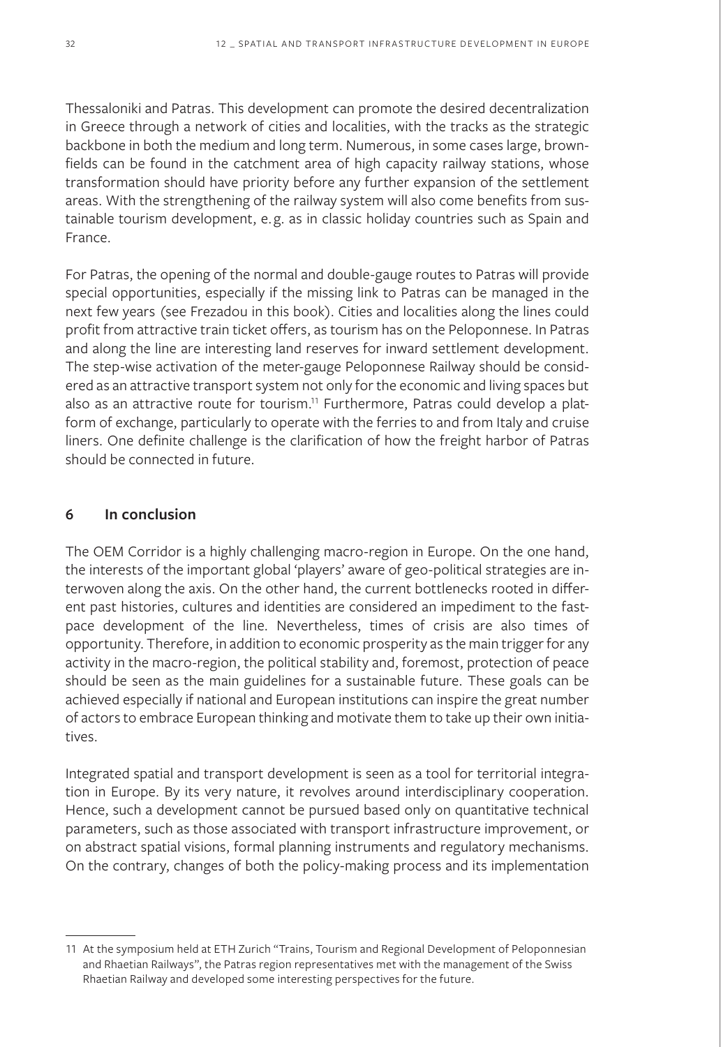Thessaloniki and Patras. This development can promote the desired decentralization in Greece through a network of cities and localities, with the tracks as the strategic backbone in both the medium and long term. Numerous, in some cases large, brownfields can be found in the catchment area of high capacity railway stations, whose transformation should have priority before any further expansion of the settlement areas. With the strengthening of the railway system will also come benefits from sustainable tourism development, e.g. as in classic holiday countries such as Spain and France.

For Patras, the opening of the normal and double-gauge routes to Patras will provide special opportunities, especially if the missing link to Patras can be managed in the next few years (see Frezadou in this book). Cities and localities along the lines could profit from attractive train ticket offers, as tourism has on the Peloponnese. In Patras and along the line are interesting land reserves for inward settlement development. The step-wise activation of the meter-gauge Peloponnese Railway should be considered as an attractive transport system not only for the economic and living spaces but also as an attractive route for tourism.[11] Furthermore, Patras could develop a platform of exchange, particularly to operate with the ferries to and from Italy and cruise liners. One definite challenge is the clarification of how the freight harbor of Patras should be connected in future.

## 6 In conclusion

The OEM Corridor is a highly challenging macro-region in Europe. On the one hand, the interests of the important global 'players' aware of geo-political strategies are interwoven along the axis. On the other hand, the current bottlenecks rooted in different past histories, cultures and identities are considered an impediment to the fast-pace development of the line. Nevertheless, times of crisis are also times of opportunity. Therefore, in addition to economic prosperity as the main trigger for any activity in the macro-region, the political stability and, foremost, protection of peace should be seen as the main guidelines for a sustainable future. These goals can be achieved especially if national and European institutions can inspire the great number of actors to embrace European thinking and motivate them to take up their own initiatives.

Integrated spatial and transport development is seen as a tool for territorial integration in Europe. By its very nature, it revolves around interdisciplinary cooperation. Hence, such a development cannot be pursued based only on quantitative technical parameters, such as those associated with transport infrastructure improvement, or on abstract spatial visions, formal planning instruments and regulatory mechanisms. On the contrary, changes of both the policy-making process and its implementation

---

11 At the symposium held at ETH Zurich "Trains, Tourism and Regional Development of Peloponnesian and Rhaetian Railways", the Patras region representatives met with the management of the Swiss Rhaetian Railway and developed some interesting perspectives for the future.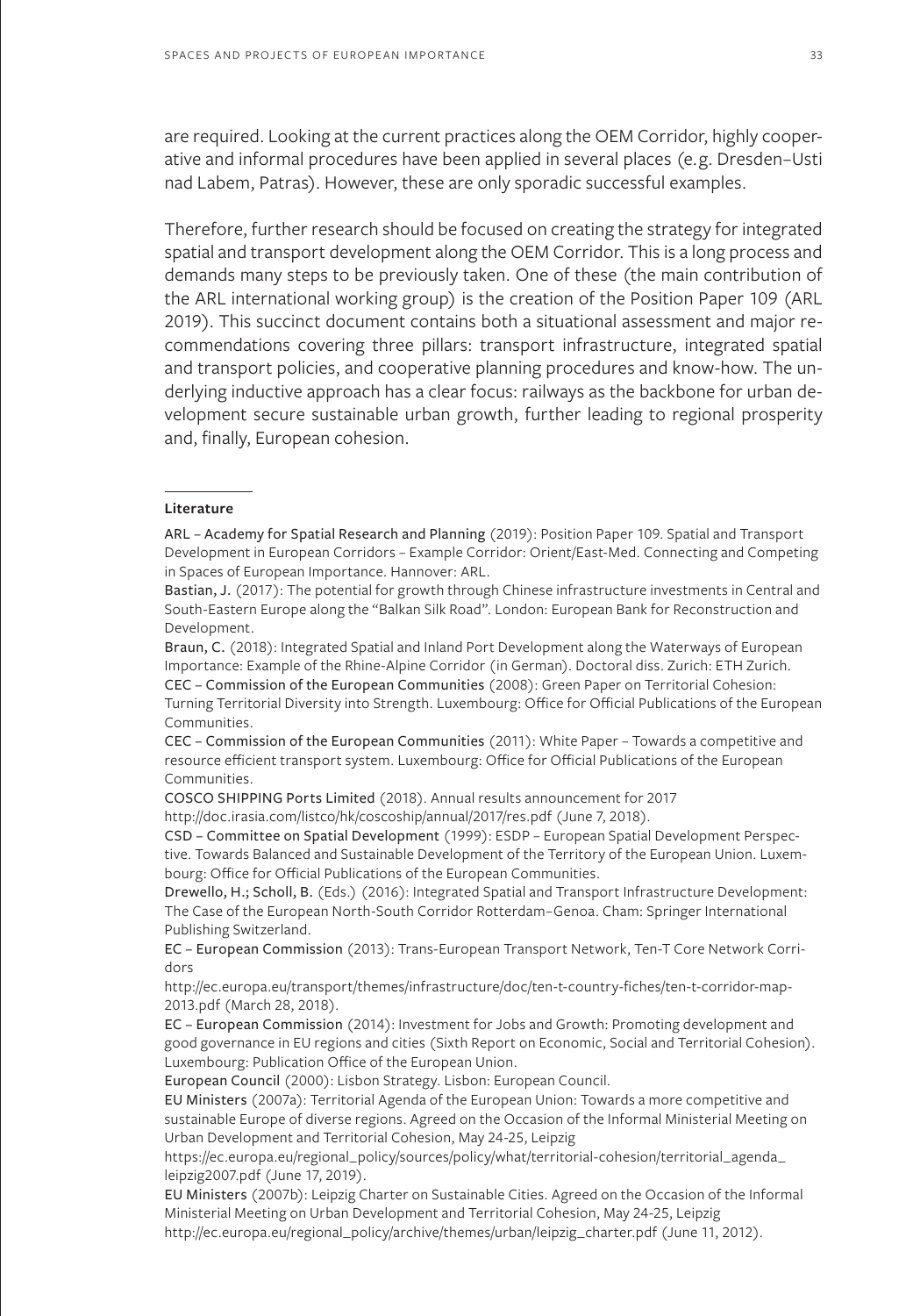are required. Looking at the current practices along the OEM Corridor, highly cooperative and informal procedures have been applied in several places (e. g. Dresden–Usti nad Labem, Patras). However, these are only sporadic successful examples.

Therefore, further research should be focused on creating the strategy for integrated spatial and transport development along the OEM Corridor. This is a long process and demands many steps to be previously taken. One of these (the main contribution of the ARL international working group) is the creation of the Position Paper 109 (ARL 2019). This succinct document contains both a situational assessment and major recommendations covering three pillars: transport infrastructure, integrated spatial and transport policies, and cooperative planning procedures and know-how. The underlying inductive approach has a clear focus: railways as the backbone for urban development secure sustainable urban growth, further leading to regional prosperity and, finally, European cohesion.

---

**Literature**

ARL – Academy for Spatial Research and Planning (2019): Position Paper 109. Spatial and Transport Development in European Corridors – Example Corridor: Orient/East-Med. Connecting and Competing in Spaces of European Importance. Hannover: ARL.

Bastian, J. (2017): The potential for growth through Chinese infrastructure investments in Central and South-Eastern Europe along the "Balkan Silk Road". London: European Bank for Reconstruction and Development.

Braun, C. (2018): Integrated Spatial and Inland Port Development along the Waterways of European Importance: Example of the Rhine-Alpine Corridor (in German). Doctoral diss. Zurich: ETH Zurich.

CEC – Commission of the European Communities (2008): Green Paper on Territorial Cohesion: Turning Territorial Diversity into Strength. Luxembourg: Office for Official Publications of the European Communities.

CEC – Commission of the European Communities (2011): White Paper – Towards a competitive and resource efficient transport system. Luxembourg: Office for Official Publications of the European Communities.

COSCO SHIPPING Ports Limited (2018). Annual results announcement for 2017
http://doc.irasia.com/listco/hk/coscoship/annual/2017/res.pdf (June 7, 2018).

CSD – Committee on Spatial Development (1999): ESDP – European Spatial Development Perspective. Towards Balanced and Sustainable Development of the Territory of the European Union. Luxembourg: Office for Official Publications of the European Communities.

Drewello, H.; Scholl, B. (Eds.) (2016): Integrated Spatial and Transport Infrastructure Development: The Case of the European North-South Corridor Rotterdam–Genoa. Cham: Springer International Publishing Switzerland.

EC – European Commission (2013): Trans-European Transport Network, Ten-T Core Network Corridors
http://ec.europa.eu/transport/themes/infrastructure/doc/ten-t-country-fiches/ten-t-corridor-map-2013.pdf (March 28, 2018).

EC – European Commission (2014): Investment for Jobs and Growth: Promoting development and good governance in EU regions and cities (Sixth Report on Economic, Social and Territorial Cohesion). Luxembourg: Publication Office of the European Union.

European Council (2000): Lisbon Strategy. Lisbon: European Council.

EU Ministers (2007a): Territorial Agenda of the European Union: Towards a more competitive and sustainable Europe of diverse regions. Agreed on the Occasion of the Informal Ministerial Meeting on Urban Development and Territorial Cohesion, May 24-25, Leipzig
https://ec.europa.eu/regional_policy/sources/policy/what/territorial-cohesion/territorial_agenda_leipzig2007.pdf (June 17, 2019).

EU Ministers (2007b): Leipzig Charter on Sustainable Cities. Agreed on the Occasion of the Informal Ministerial Meeting on Urban Development and Territorial Cohesion, May 24-25, Leipzig
http://ec.europa.eu/regional_policy/archive/themes/urban/leipzig_charter.pdf (June 11, 2012).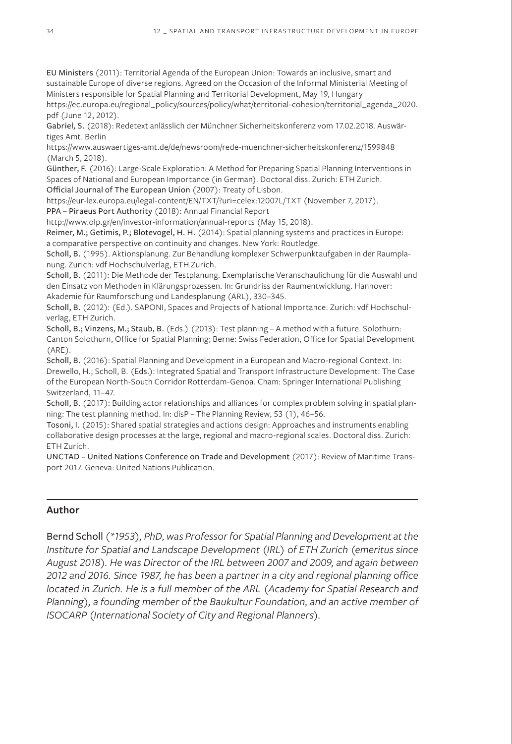**EU Ministers** (2011): Territorial Agenda of the European Union: Towards an inclusive, smart and sustainable Europe of diverse regions. Agreed on the Occasion of the Informal Ministerial Meeting of Ministers responsible for Spatial Planning and Territorial Development, May 19, Hungary https://ec.europa.eu/regional_policy/sources/policy/what/territorial-cohesion/territorial_agenda_2020.pdf (June 12, 2012).

**Gabriel, S.** (2018): Redetext anlässlich der Münchner Sicherheitskonferenz vom 17.02.2018. Auswärtiges Amt. Berlin https://www.auswaertiges-amt.de/de/newsroom/rede-muenchner-sicherheitskonferenz/1599848 (March 5, 2018).

**Günther, F.** (2016): Large-Scale Exploration: A Method for Preparing Spatial Planning Interventions in Spaces of National and European Importance (in German). Doctoral diss. Zurich: ETH Zurich.

**Official Journal of The European Union** (2007): Treaty of Lisbon. https://eur-lex.europa.eu/legal-content/EN/TXT/?uri=celex:12007L/TXT (November 7, 2017).

**PPA – Piraeus Port Authority** (2018): Annual Financial Report http://www.olp.gr/en/investor-information/annual-reports (May 15, 2018).

**Reimer, M.; Getimis, P.; Blotevogel, H. H.** (2014): Spatial planning systems and practices in Europe: a comparative perspective on continuity and changes. New York: Routledge.

**Scholl, B.** (1995). Aktionsplanung. Zur Behandlung komplexer Schwerpunktaufgaben in der Raumplanung. Zurich: vdf Hochschulverlag, ETH Zurich.

**Scholl, B.** (2011): Die Methode der Testplanung. Exemplarische Veranschaulichung für die Auswahl und den Einsatz von Methoden in Klärungsprozessen. In: Grundriss der Raumentwicklung. Hannover: Akademie für Raumforschung und Landesplanung (ARL), 330–345.

**Scholl, B.** (2012): (Ed.). SAPONI, Spaces and Projects of National Importance. Zurich: vdf Hochschulverlag, ETH Zurich.

**Scholl, B.; Vinzens, M.; Staub, B.** (Eds.) (2013): Test planning – A method with a future. Solothurn: Canton Solothurn, Office for Spatial Planning; Berne: Swiss Federation, Office for Spatial Development (ARE).

**Scholl, B.** (2016): Spatial Planning and Development in a European and Macro-regional Context. In: Drewello, H.; Scholl, B. (Eds.): Integrated Spatial and Transport Infrastructure Development: The Case of the European North-South Corridor Rotterdam-Genoa. Cham: Springer International Publishing Switzerland, 11–47.

**Scholl, B.** (2017): Building actor relationships and alliances for complex problem solving in spatial planning: The test planning method. In: disP – The Planning Review, 53 (1), 46–56.

**Tosoni, I.** (2015): Shared spatial strategies and actions design: Approaches and instruments enabling collaborative design processes at the large, regional and macro-regional scales. Doctoral diss. Zurich: ETH Zurich.

**UNCTAD – United Nations Conference on Trade and Development** (2017): Review of Maritime Transport 2017. Geneva: United Nations Publication.

## Author

Bernd Scholl *(\*1953), PhD, was Professor for Spatial Planning and Development at the Institute for Spatial and Landscape Development (IRL) of ETH Zurich (emeritus since August 2018). He was Director of the IRL between 2007 and 2009, and again between 2012 and 2016. Since 1987, he has been a partner in a city and regional planning office located in Zurich. He is a full member of the ARL (Academy for Spatial Research and Planning), a founding member of the Baukultur Foundation, and an active member of ISOCARP (International Society of City and Regional Planners).*